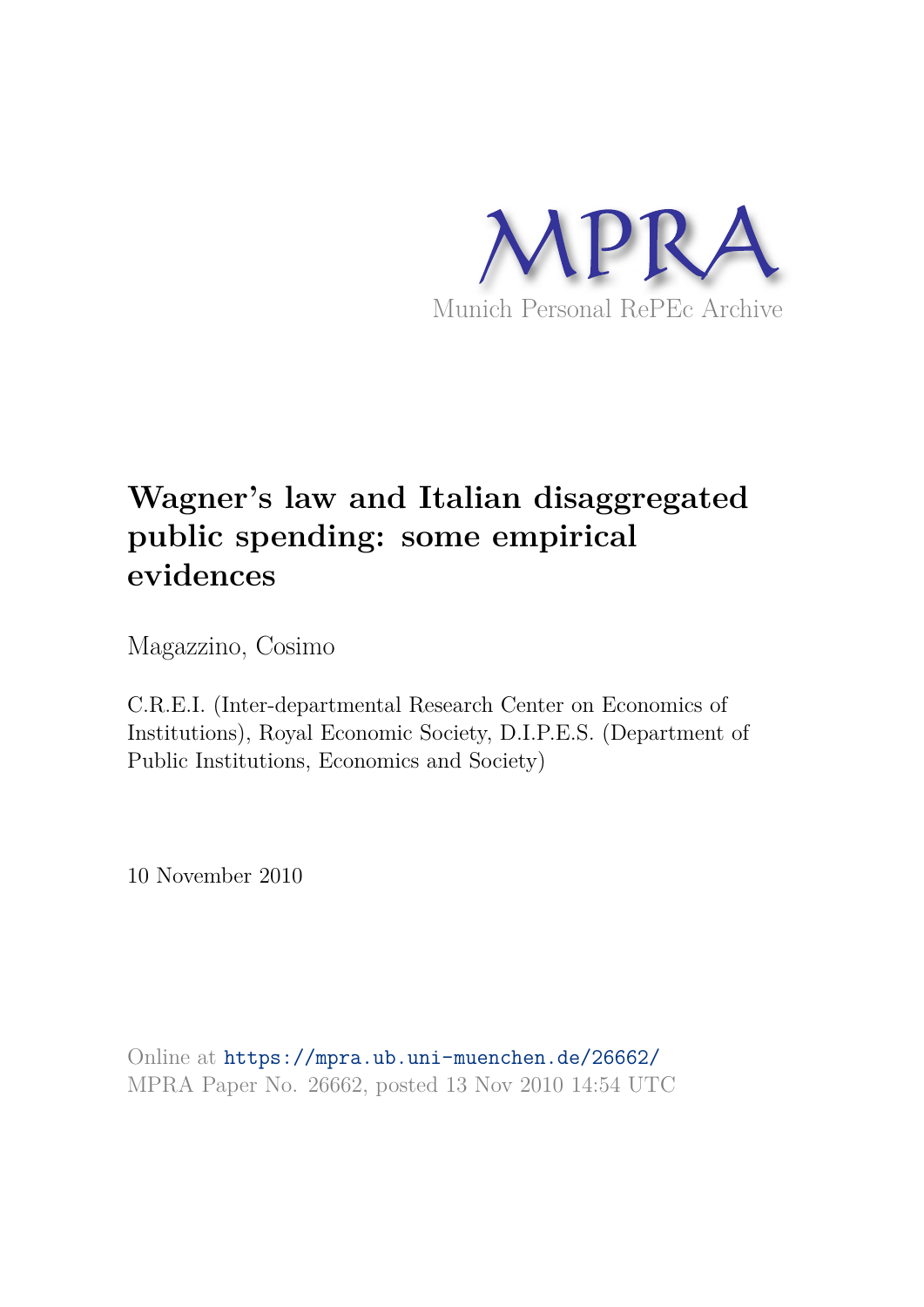MPRA

Munich Personal RePEc Archive

# Wagner's law and Italian disaggregated public spending: some empirical evidences

Magazzino, Cosimo

C.R.E.I. (Inter-departmental Research Center on Economics of Institutions), Royal Economic Society, D.I.P.E.S. (Department of Public Institutions, Economics and Society)

10 November 2010

Online at https://mpra.ub.uni-muenchen.de/26662/
MPRA Paper No. 26662, posted 13 Nov 2010 14:54 UTC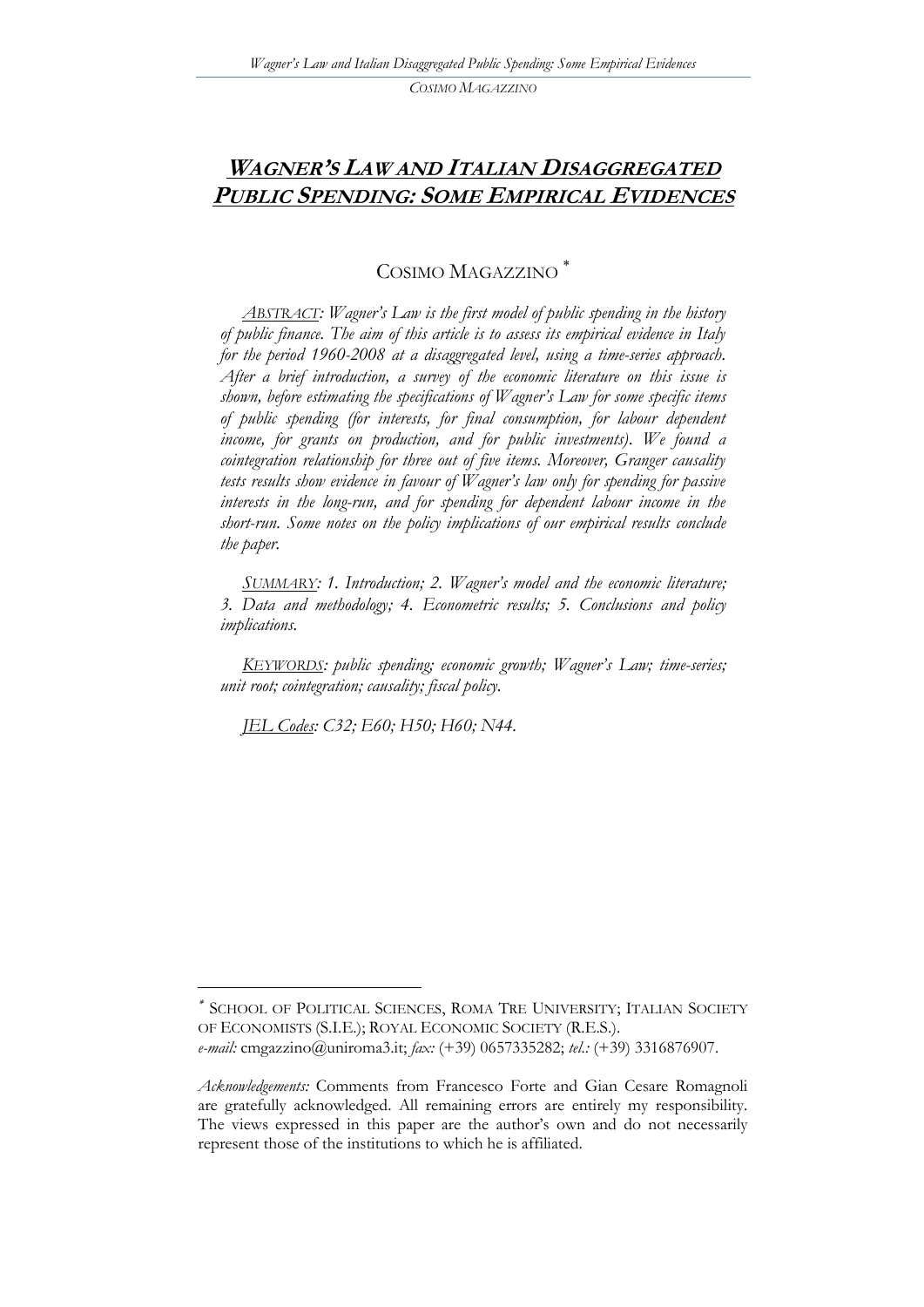# *WAGNER'S LAW AND ITALIAN DISAGGREGATED PUBLIC SPENDING: SOME EMPIRICAL EVIDENCES*

COSIMO MAGAZZINO [*]

*ABSTRACT: Wagner's Law is the first model of public spending in the history of public finance. The aim of this article is to assess its empirical evidence in Italy for the period 1960-2008 at a disaggregated level, using a time-series approach. After a brief introduction, a survey of the economic literature on this issue is shown, before estimating the specifications of Wagner's Law for some specific items of public spending (for interests, for final consumption, for labour dependent income, for grants on production, and for public investments). We found a cointegration relationship for three out of five items. Moreover, Granger causality tests results show evidence in favour of Wagner's law only for spending for passive interests in the long-run, and for spending for dependent labour income in the short-run. Some notes on the policy implications of our empirical results conclude the paper.*

*SUMMARY: 1. Introduction; 2. Wagner's model and the economic literature; 3. Data and methodology; 4. Econometric results; 5. Conclusions and policy implications.*

*KEYWORDS: public spending; economic growth; Wagner's Law; time-series; unit root; cointegration; causality; fiscal policy.*

*JEL Codes: C32; E60; H50; H60; N44.*

---

[*] SCHOOL OF POLITICAL SCIENCES, ROMA TRE UNIVERSITY; ITALIAN SOCIETY OF ECONOMISTS (S.I.E.); ROYAL ECONOMIC SOCIETY (R.E.S.).
*e-mail:* cmgazzino@uniroma3.it; *fax:* (+39) 0657335282; *tel.:* (+39) 3316876907.

*Acknowledgements:* Comments from Francesco Forte and Gian Cesare Romagnoli are gratefully acknowledged. All remaining errors are entirely my responsibility. The views expressed in this paper are the author's own and do not necessarily represent those of the institutions to which he is affiliated.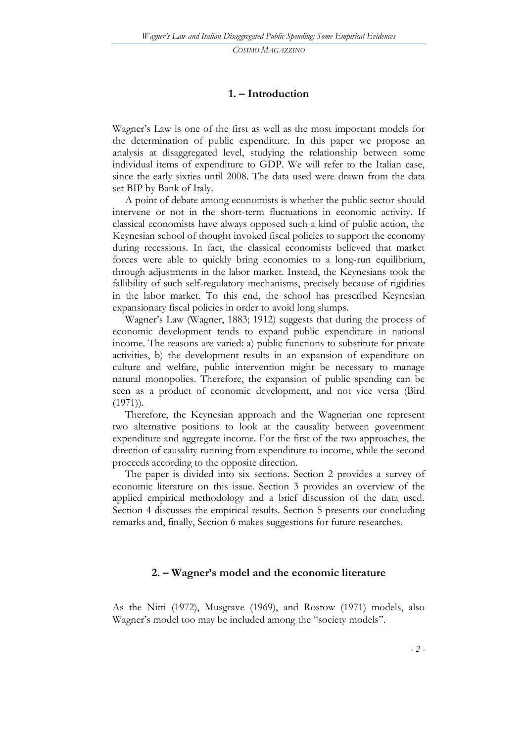## 1. – Introduction

Wagner's Law is one of the first as well as the most important models for the determination of public expenditure. In this paper we propose an analysis at disaggregated level, studying the relationship between some individual items of expenditure to GDP. We will refer to the Italian case, since the early sixties until 2008. The data used were drawn from the data set BIP by Bank of Italy.

A point of debate among economists is whether the public sector should intervene or not in the short-term fluctuations in economic activity. If classical economists have always opposed such a kind of public action, the Keynesian school of thought invoked fiscal policies to support the economy during recessions. In fact, the classical economists believed that market forces were able to quickly bring economies to a long-run equilibrium, through adjustments in the labor market. Instead, the Keynesians took the fallibility of such self-regulatory mechanisms, precisely because of rigidities in the labor market. To this end, the school has prescribed Keynesian expansionary fiscal policies in order to avoid long slumps.

Wagner's Law (Wagner, 1883; 1912) suggests that during the process of economic development tends to expand public expenditure in national income. The reasons are varied: a) public functions to substitute for private activities, b) the development results in an expansion of expenditure on culture and welfare, public intervention might be necessary to manage natural monopolies. Therefore, the expansion of public spending can be seen as a product of economic development, and not vice versa (Bird (1971)).

Therefore, the Keynesian approach and the Wagnerian one represent two alternative positions to look at the causality between government expenditure and aggregate income. For the first of the two approaches, the direction of causality running from expenditure to income, while the second proceeds according to the opposite direction.

The paper is divided into six sections. Section 2 provides a survey of economic literature on this issue. Section 3 provides an overview of the applied empirical methodology and a brief discussion of the data used. Section 4 discusses the empirical results. Section 5 presents our concluding remarks and, finally, Section 6 makes suggestions for future researches.

## 2. – Wagner's model and the economic literature

As the Nitti (1972), Musgrave (1969), and Rostow (1971) models, also Wagner's model too may be included among the "society models".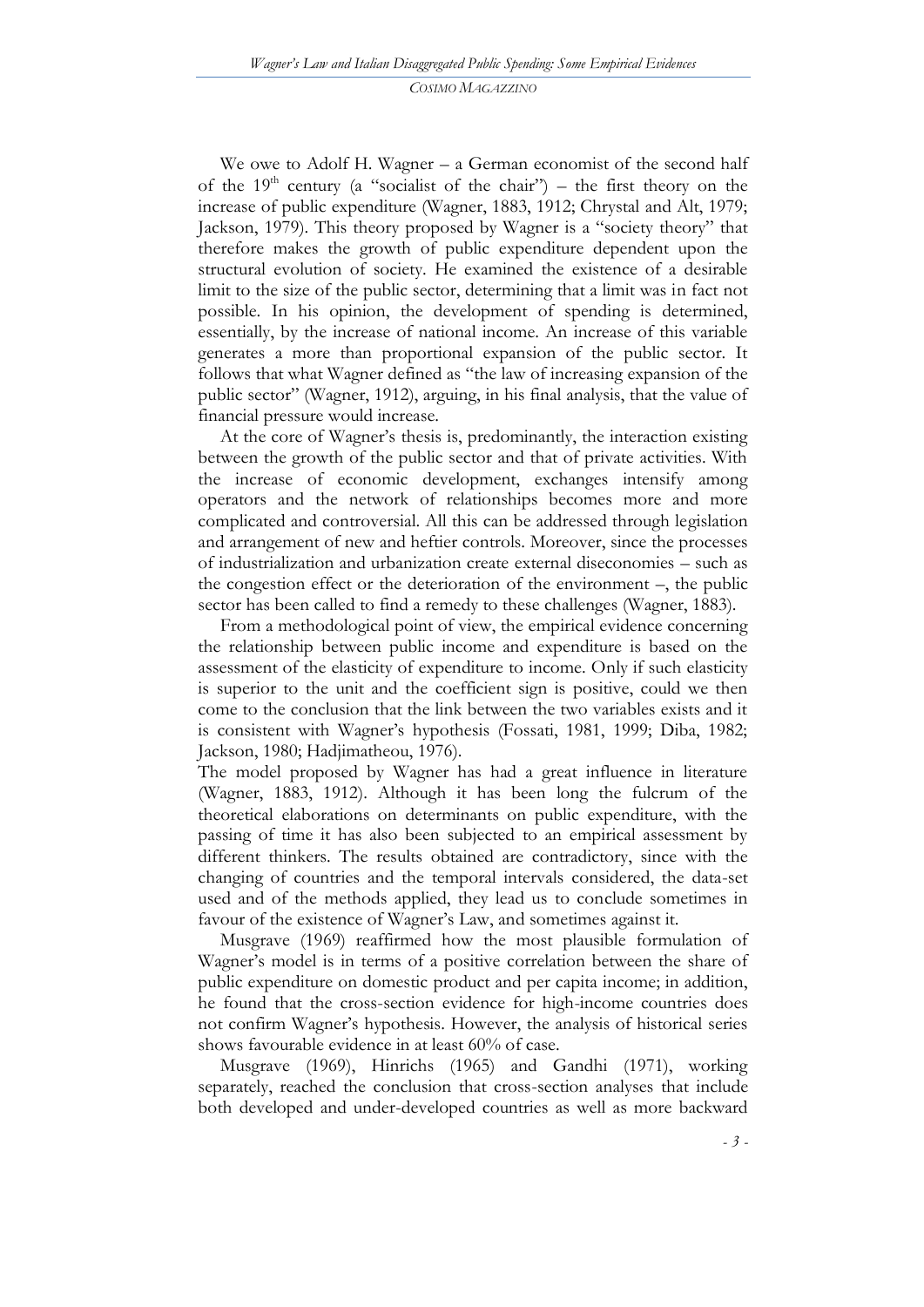We owe to Adolf H. Wagner – a German economist of the second half of the 19[th] century (a "socialist of the chair") – the first theory on the increase of public expenditure (Wagner, 1883, 1912; Chrystal and Alt, 1979; Jackson, 1979). This theory proposed by Wagner is a "society theory" that therefore makes the growth of public expenditure dependent upon the structural evolution of society. He examined the existence of a desirable limit to the size of the public sector, determining that a limit was in fact not possible. In his opinion, the development of spending is determined, essentially, by the increase of national income. An increase of this variable generates a more than proportional expansion of the public sector. It follows that what Wagner defined as "the law of increasing expansion of the public sector" (Wagner, 1912), arguing, in his final analysis, that the value of financial pressure would increase.

At the core of Wagner's thesis is, predominantly, the interaction existing between the growth of the public sector and that of private activities. With the increase of economic development, exchanges intensify among operators and the network of relationships becomes more and more complicated and controversial. All this can be addressed through legislation and arrangement of new and heftier controls. Moreover, since the processes of industrialization and urbanization create external diseconomies – such as the congestion effect or the deterioration of the environment –, the public sector has been called to find a remedy to these challenges (Wagner, 1883).

From a methodological point of view, the empirical evidence concerning the relationship between public income and expenditure is based on the assessment of the elasticity of expenditure to income. Only if such elasticity is superior to the unit and the coefficient sign is positive, could we then come to the conclusion that the link between the two variables exists and it is consistent with Wagner's hypothesis (Fossati, 1981, 1999; Diba, 1982; Jackson, 1980; Hadjimatheou, 1976).

The model proposed by Wagner has had a great influence in literature (Wagner, 1883, 1912). Although it has been long the fulcrum of the theoretical elaborations on determinants on public expenditure, with the passing of time it has also been subjected to an empirical assessment by different thinkers. The results obtained are contradictory, since with the changing of countries and the temporal intervals considered, the data-set used and of the methods applied, they lead us to conclude sometimes in favour of the existence of Wagner's Law, and sometimes against it.

Musgrave (1969) reaffirmed how the most plausible formulation of Wagner's model is in terms of a positive correlation between the share of public expenditure on domestic product and per capita income; in addition, he found that the cross-section evidence for high-income countries does not confirm Wagner's hypothesis. However, the analysis of historical series shows favourable evidence in at least 60% of case.

Musgrave (1969), Hinrichs (1965) and Gandhi (1971), working separately, reached the conclusion that cross-section analyses that include both developed and under-developed countries as well as more backward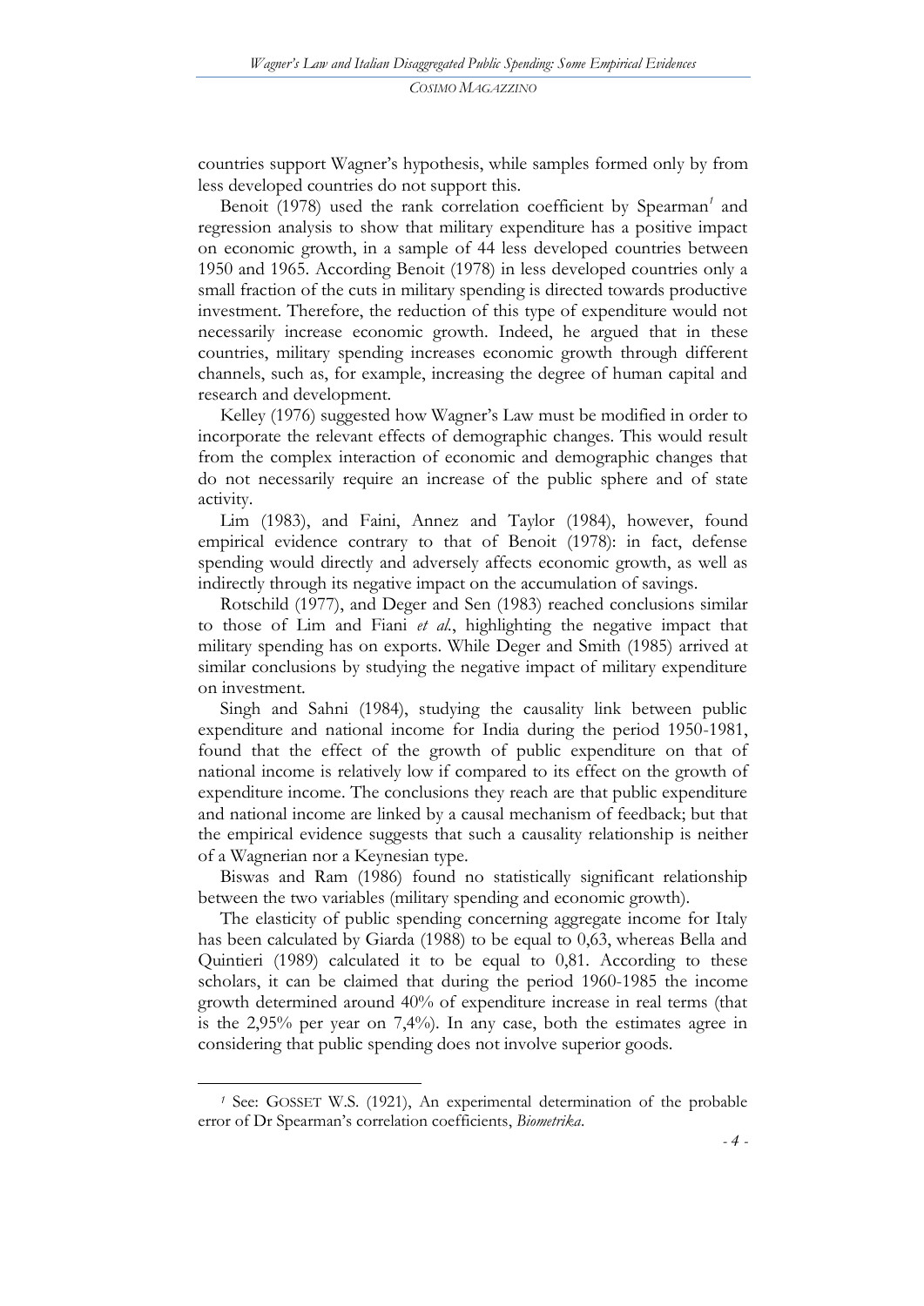countries support Wagner's hypothesis, while samples formed only by from less developed countries do not support this.

Benoit (1978) used the rank correlation coefficient by Spearman[1] and regression analysis to show that military expenditure has a positive impact on economic growth, in a sample of 44 less developed countries between 1950 and 1965. According Benoit (1978) in less developed countries only a small fraction of the cuts in military spending is directed towards productive investment. Therefore, the reduction of this type of expenditure would not necessarily increase economic growth. Indeed, he argued that in these countries, military spending increases economic growth through different channels, such as, for example, increasing the degree of human capital and research and development.

Kelley (1976) suggested how Wagner's Law must be modified in order to incorporate the relevant effects of demographic changes. This would result from the complex interaction of economic and demographic changes that do not necessarily require an increase of the public sphere and of state activity.

Lim (1983), and Faini, Annez and Taylor (1984), however, found empirical evidence contrary to that of Benoit (1978): in fact, defense spending would directly and adversely affects economic growth, as well as indirectly through its negative impact on the accumulation of savings.

Rotschild (1977), and Deger and Sen (1983) reached conclusions similar to those of Lim and Fiani *et al.*, highlighting the negative impact that military spending has on exports. While Deger and Smith (1985) arrived at similar conclusions by studying the negative impact of military expenditure on investment.

Singh and Sahni (1984), studying the causality link between public expenditure and national income for India during the period 1950-1981, found that the effect of the growth of public expenditure on that of national income is relatively low if compared to its effect on the growth of expenditure income. The conclusions they reach are that public expenditure and national income are linked by a causal mechanism of feedback; but that the empirical evidence suggests that such a causality relationship is neither of a Wagnerian nor a Keynesian type.

Biswas and Ram (1986) found no statistically significant relationship between the two variables (military spending and economic growth).

The elasticity of public spending concerning aggregate income for Italy has been calculated by Giarda (1988) to be equal to 0,63, whereas Bella and Quintieri (1989) calculated it to be equal to 0,81. According to these scholars, it can be claimed that during the period 1960-1985 the income growth determined around 40% of expenditure increase in real terms (that is the 2,95% per year on 7,4%). In any case, both the estimates agree in considering that public spending does not involve superior goods.

---

[1] See: GOSSET W.S. (1921), An experimental determination of the probable error of Dr Spearman's correlation coefficients, *Biometrika*.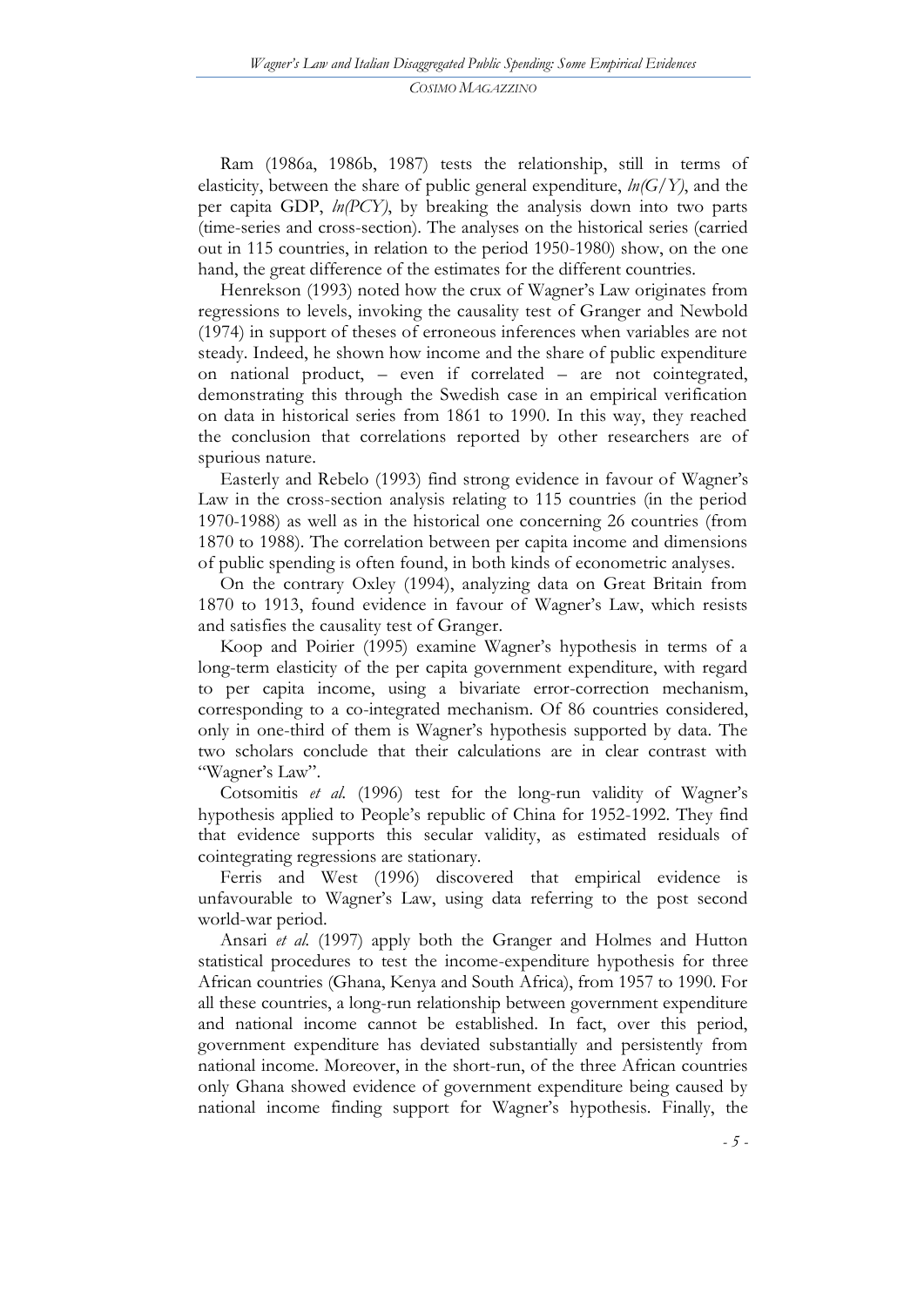Ram (1986a, 1986b, 1987) tests the relationship, still in terms of elasticity, between the share of public general expenditure, *ln(G/Y)*, and the per capita GDP, *ln(PCY)*, by breaking the analysis down into two parts (time-series and cross-section). The analyses on the historical series (carried out in 115 countries, in relation to the period 1950-1980) show, on the one hand, the great difference of the estimates for the different countries.

Henrekson (1993) noted how the crux of Wagner's Law originates from regressions to levels, invoking the causality test of Granger and Newbold (1974) in support of theses of erroneous inferences when variables are not steady. Indeed, he shown how income and the share of public expenditure on national product, – even if correlated – are not cointegrated, demonstrating this through the Swedish case in an empirical verification on data in historical series from 1861 to 1990. In this way, they reached the conclusion that correlations reported by other researchers are of spurious nature.

Easterly and Rebelo (1993) find strong evidence in favour of Wagner's Law in the cross-section analysis relating to 115 countries (in the period 1970-1988) as well as in the historical one concerning 26 countries (from 1870 to 1988). The correlation between per capita income and dimensions of public spending is often found, in both kinds of econometric analyses.

On the contrary Oxley (1994), analyzing data on Great Britain from 1870 to 1913, found evidence in favour of Wagner's Law, which resists and satisfies the causality test of Granger.

Koop and Poirier (1995) examine Wagner's hypothesis in terms of a long-term elasticity of the per capita government expenditure, with regard to per capita income, using a bivariate error-correction mechanism, corresponding to a co-integrated mechanism. Of 86 countries considered, only in one-third of them is Wagner's hypothesis supported by data. The two scholars conclude that their calculations are in clear contrast with "Wagner's Law".

Cotsomitis *et al.* (1996) test for the long-run validity of Wagner's hypothesis applied to People's republic of China for 1952-1992. They find that evidence supports this secular validity, as estimated residuals of cointegrating regressions are stationary.

Ferris and West (1996) discovered that empirical evidence is unfavourable to Wagner's Law, using data referring to the post second world-war period.

Ansari *et al.* (1997) apply both the Granger and Holmes and Hutton statistical procedures to test the income-expenditure hypothesis for three African countries (Ghana, Kenya and South Africa), from 1957 to 1990. For all these countries, a long-run relationship between government expenditure and national income cannot be established. In fact, over this period, government expenditure has deviated substantially and persistently from national income. Moreover, in the short-run, of the three African countries only Ghana showed evidence of government expenditure being caused by national income finding support for Wagner's hypothesis. Finally, the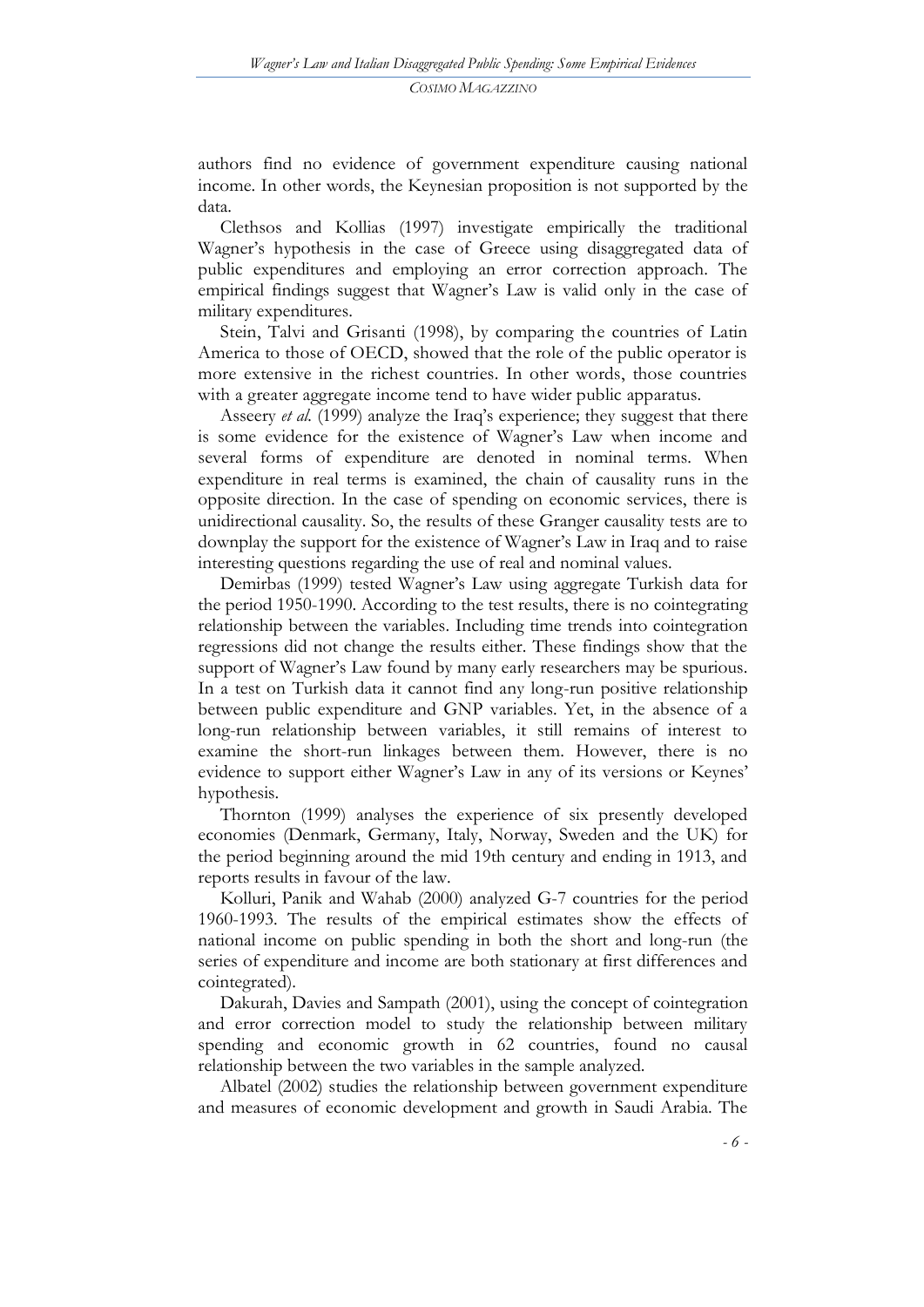authors find no evidence of government expenditure causing national income. In other words, the Keynesian proposition is not supported by the data.

Clethsos and Kollias (1997) investigate empirically the traditional Wagner's hypothesis in the case of Greece using disaggregated data of public expenditures and employing an error correction approach. The empirical findings suggest that Wagner's Law is valid only in the case of military expenditures.

Stein, Talvi and Grisanti (1998), by comparing the countries of Latin America to those of OECD, showed that the role of the public operator is more extensive in the richest countries. In other words, those countries with a greater aggregate income tend to have wider public apparatus.

Asseery *et al.* (1999) analyze the Iraq's experience; they suggest that there is some evidence for the existence of Wagner's Law when income and several forms of expenditure are denoted in nominal terms. When expenditure in real terms is examined, the chain of causality runs in the opposite direction. In the case of spending on economic services, there is unidirectional causality. So, the results of these Granger causality tests are to downplay the support for the existence of Wagner's Law in Iraq and to raise interesting questions regarding the use of real and nominal values.

Demirbas (1999) tested Wagner's Law using aggregate Turkish data for the period 1950-1990. According to the test results, there is no cointegrating relationship between the variables. Including time trends into cointegration regressions did not change the results either. These findings show that the support of Wagner's Law found by many early researchers may be spurious. In a test on Turkish data it cannot find any long-run positive relationship between public expenditure and GNP variables. Yet, in the absence of a long-run relationship between variables, it still remains of interest to examine the short-run linkages between them. However, there is no evidence to support either Wagner's Law in any of its versions or Keynes' hypothesis.

Thornton (1999) analyses the experience of six presently developed economies (Denmark, Germany, Italy, Norway, Sweden and the UK) for the period beginning around the mid 19th century and ending in 1913, and reports results in favour of the law.

Kolluri, Panik and Wahab (2000) analyzed G-7 countries for the period 1960-1993. The results of the empirical estimates show the effects of national income on public spending in both the short and long-run (the series of expenditure and income are both stationary at first differences and cointegrated).

Dakurah, Davies and Sampath (2001), using the concept of cointegration and error correction model to study the relationship between military spending and economic growth in 62 countries, found no causal relationship between the two variables in the sample analyzed.

Albatel (2002) studies the relationship between government expenditure and measures of economic development and growth in Saudi Arabia. The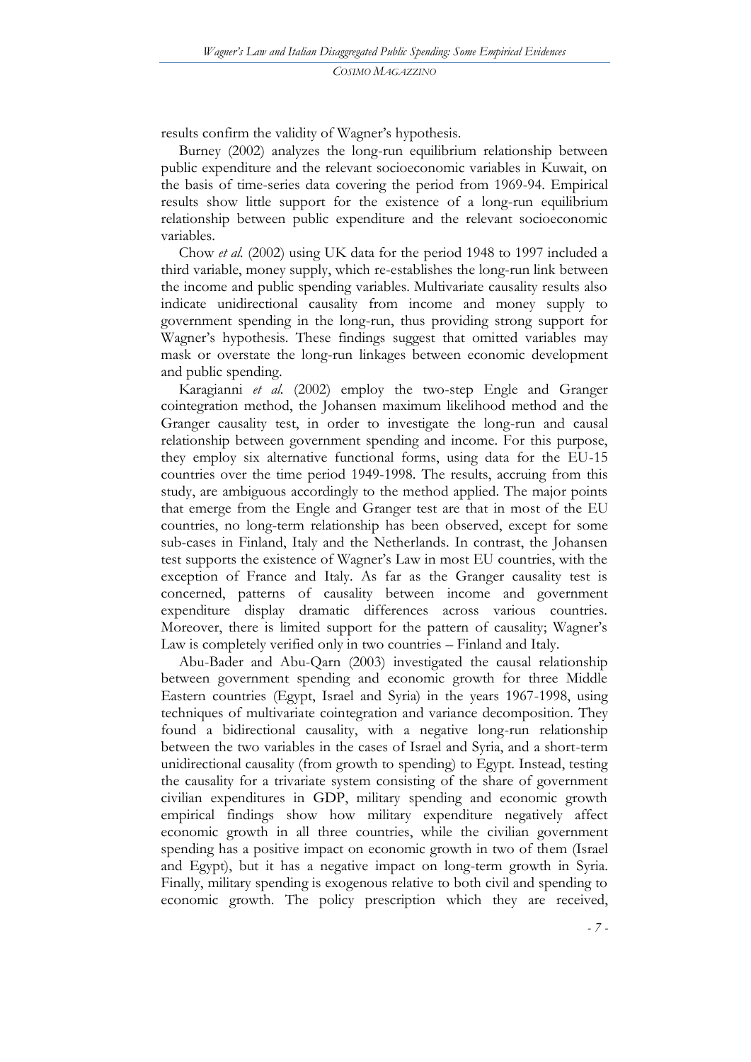results confirm the validity of Wagner's hypothesis.

Burney (2002) analyzes the long-run equilibrium relationship between public expenditure and the relevant socioeconomic variables in Kuwait, on the basis of time-series data covering the period from 1969-94. Empirical results show little support for the existence of a long-run equilibrium relationship between public expenditure and the relevant socioeconomic variables.

Chow *et al.* (2002) using UK data for the period 1948 to 1997 included a third variable, money supply, which re-establishes the long-run link between the income and public spending variables. Multivariate causality results also indicate unidirectional causality from income and money supply to government spending in the long-run, thus providing strong support for Wagner's hypothesis. These findings suggest that omitted variables may mask or overstate the long-run linkages between economic development and public spending.

Karagianni *et al.* (2002) employ the two-step Engle and Granger cointegration method, the Johansen maximum likelihood method and the Granger causality test, in order to investigate the long-run and causal relationship between government spending and income. For this purpose, they employ six alternative functional forms, using data for the EU-15 countries over the time period 1949-1998. The results, accruing from this study, are ambiguous accordingly to the method applied. The major points that emerge from the Engle and Granger test are that in most of the EU countries, no long-term relationship has been observed, except for some sub-cases in Finland, Italy and the Netherlands. In contrast, the Johansen test supports the existence of Wagner's Law in most EU countries, with the exception of France and Italy. As far as the Granger causality test is concerned, patterns of causality between income and government expenditure display dramatic differences across various countries. Moreover, there is limited support for the pattern of causality; Wagner's Law is completely verified only in two countries – Finland and Italy.

Abu-Bader and Abu-Qarn (2003) investigated the causal relationship between government spending and economic growth for three Middle Eastern countries (Egypt, Israel and Syria) in the years 1967-1998, using techniques of multivariate cointegration and variance decomposition. They found a bidirectional causality, with a negative long-run relationship between the two variables in the cases of Israel and Syria, and a short-term unidirectional causality (from growth to spending) to Egypt. Instead, testing the causality for a trivariate system consisting of the share of government civilian expenditures in GDP, military spending and economic growth empirical findings show how military expenditure negatively affect economic growth in all three countries, while the civilian government spending has a positive impact on economic growth in two of them (Israel and Egypt), but it has a negative impact on long-term growth in Syria. Finally, military spending is exogenous relative to both civil and spending to economic growth. The policy prescription which they are received,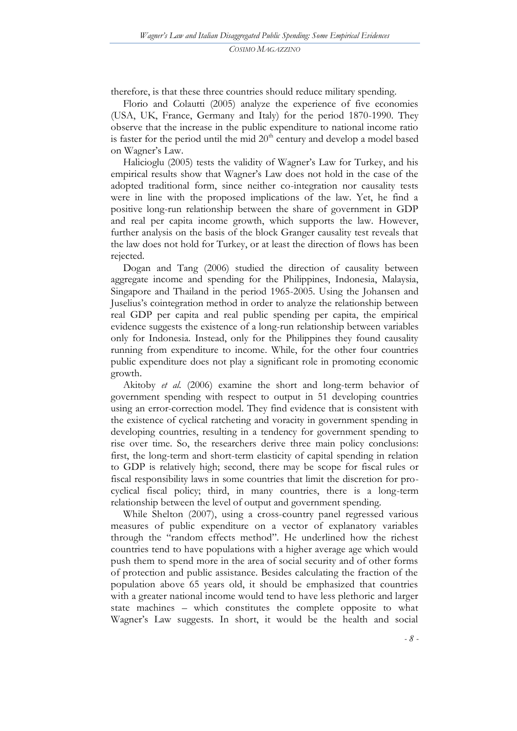therefore, is that these three countries should reduce military spending.

Florio and Colautti (2005) analyze the experience of five economies (USA, UK, France, Germany and Italy) for the period 1870-1990. They observe that the increase in the public expenditure to national income ratio is faster for the period until the mid 20th century and develop a model based on Wagner's Law.

Halicioglu (2005) tests the validity of Wagner's Law for Turkey, and his empirical results show that Wagner's Law does not hold in the case of the adopted traditional form, since neither co-integration nor causality tests were in line with the proposed implications of the law. Yet, he find a positive long-run relationship between the share of government in GDP and real per capita income growth, which supports the law. However, further analysis on the basis of the block Granger causality test reveals that the law does not hold for Turkey, or at least the direction of flows has been rejected.

Dogan and Tang (2006) studied the direction of causality between aggregate income and spending for the Philippines, Indonesia, Malaysia, Singapore and Thailand in the period 1965-2005. Using the Johansen and Juselius's cointegration method in order to analyze the relationship between real GDP per capita and real public spending per capita, the empirical evidence suggests the existence of a long-run relationship between variables only for Indonesia. Instead, only for the Philippines they found causality running from expenditure to income. While, for the other four countries public expenditure does not play a significant role in promoting economic growth.

Akitoby *et al.* (2006) examine the short and long-term behavior of government spending with respect to output in 51 developing countries using an error-correction model. They find evidence that is consistent with the existence of cyclical ratcheting and voracity in government spending in developing countries, resulting in a tendency for government spending to rise over time. So, the researchers derive three main policy conclusions: first, the long-term and short-term elasticity of capital spending in relation to GDP is relatively high; second, there may be scope for fiscal rules or fiscal responsibility laws in some countries that limit the discretion for pro-cyclical fiscal policy; third, in many countries, there is a long-term relationship between the level of output and government spending.

While Shelton (2007), using a cross-country panel regressed various measures of public expenditure on a vector of explanatory variables through the "random effects method". He underlined how the richest countries tend to have populations with a higher average age which would push them to spend more in the area of social security and of other forms of protection and public assistance. Besides calculating the fraction of the population above 65 years old, it should be emphasized that countries with a greater national income would tend to have less plethoric and larger state machines – which constitutes the complete opposite to what Wagner's Law suggests. In short, it would be the health and social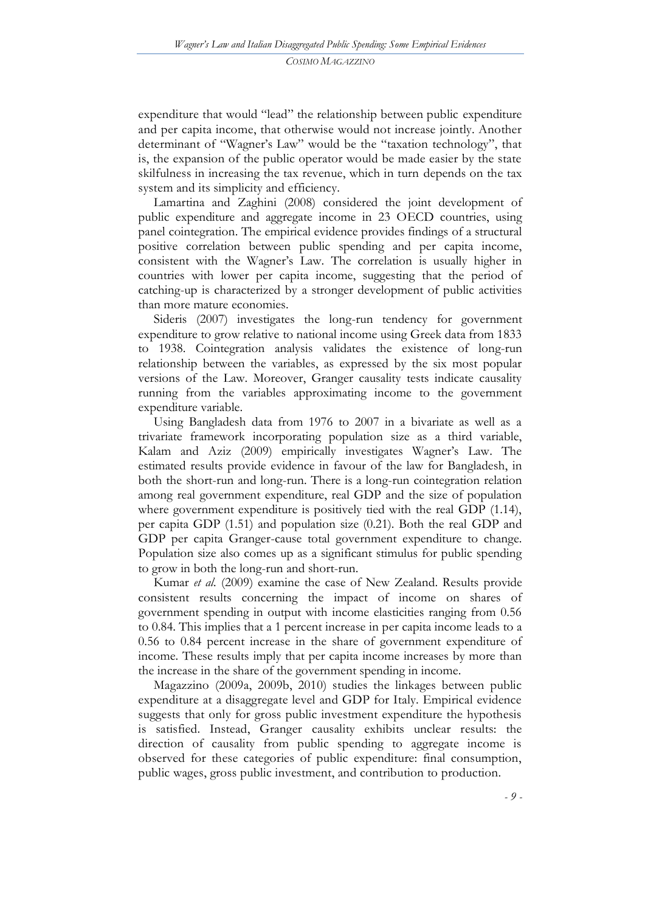expenditure that would "lead" the relationship between public expenditure and per capita income, that otherwise would not increase jointly. Another determinant of "Wagner's Law" would be the "taxation technology", that is, the expansion of the public operator would be made easier by the state skilfulness in increasing the tax revenue, which in turn depends on the tax system and its simplicity and efficiency.

Lamartina and Zaghini (2008) considered the joint development of public expenditure and aggregate income in 23 OECD countries, using panel cointegration. The empirical evidence provides findings of a structural positive correlation between public spending and per capita income, consistent with the Wagner's Law. The correlation is usually higher in countries with lower per capita income, suggesting that the period of catching-up is characterized by a stronger development of public activities than more mature economies.

Sideris (2007) investigates the long-run tendency for government expenditure to grow relative to national income using Greek data from 1833 to 1938. Cointegration analysis validates the existence of long-run relationship between the variables, as expressed by the six most popular versions of the Law. Moreover, Granger causality tests indicate causality running from the variables approximating income to the government expenditure variable.

Using Bangladesh data from 1976 to 2007 in a bivariate as well as a trivariate framework incorporating population size as a third variable, Kalam and Aziz (2009) empirically investigates Wagner's Law. The estimated results provide evidence in favour of the law for Bangladesh, in both the short-run and long-run. There is a long-run cointegration relation among real government expenditure, real GDP and the size of population where government expenditure is positively tied with the real GDP (1.14), per capita GDP (1.51) and population size (0.21). Both the real GDP and GDP per capita Granger-cause total government expenditure to change. Population size also comes up as a significant stimulus for public spending to grow in both the long-run and short-run.

Kumar *et al.* (2009) examine the case of New Zealand. Results provide consistent results concerning the impact of income on shares of government spending in output with income elasticities ranging from 0.56 to 0.84. This implies that a 1 percent increase in per capita income leads to a 0.56 to 0.84 percent increase in the share of government expenditure of income. These results imply that per capita income increases by more than the increase in the share of the government spending in income.

Magazzino (2009a, 2009b, 2010) studies the linkages between public expenditure at a disaggregate level and GDP for Italy. Empirical evidence suggests that only for gross public investment expenditure the hypothesis is satisfied. Instead, Granger causality exhibits unclear results: the direction of causality from public spending to aggregate income is observed for these categories of public expenditure: final consumption, public wages, gross public investment, and contribution to production.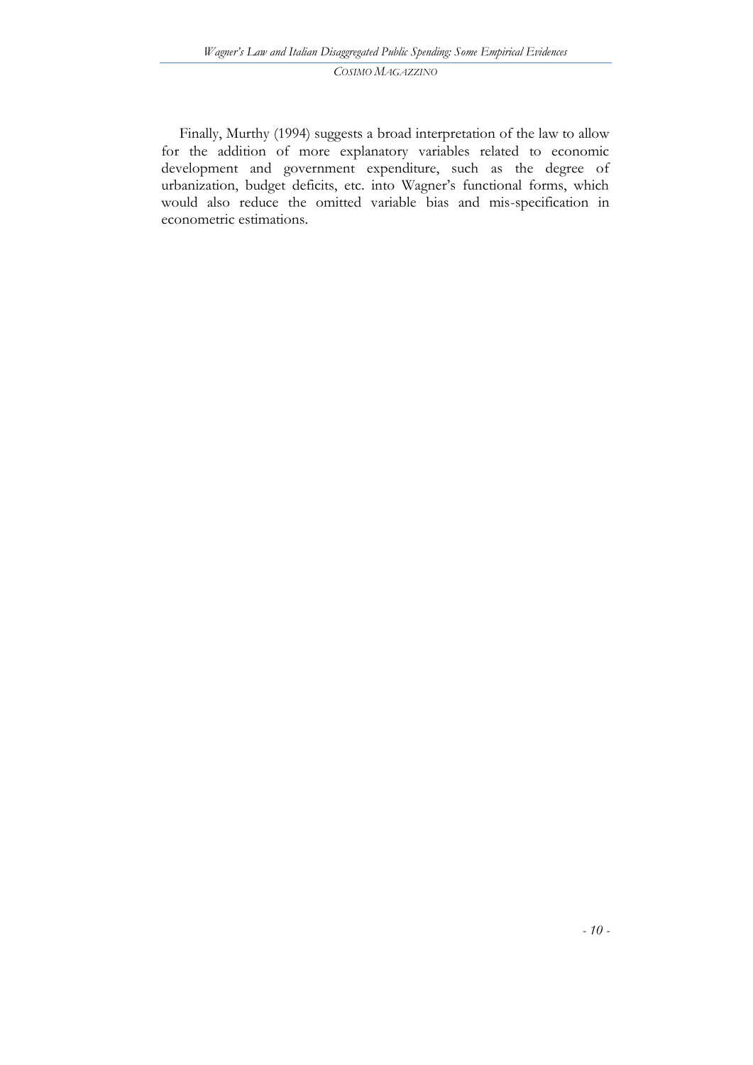Finally, Murthy (1994) suggests a broad interpretation of the law to allow for the addition of more explanatory variables related to economic development and government expenditure, such as the degree of urbanization, budget deficits, etc. into Wagner's functional forms, which would also reduce the omitted variable bias and mis-specification in econometric estimations.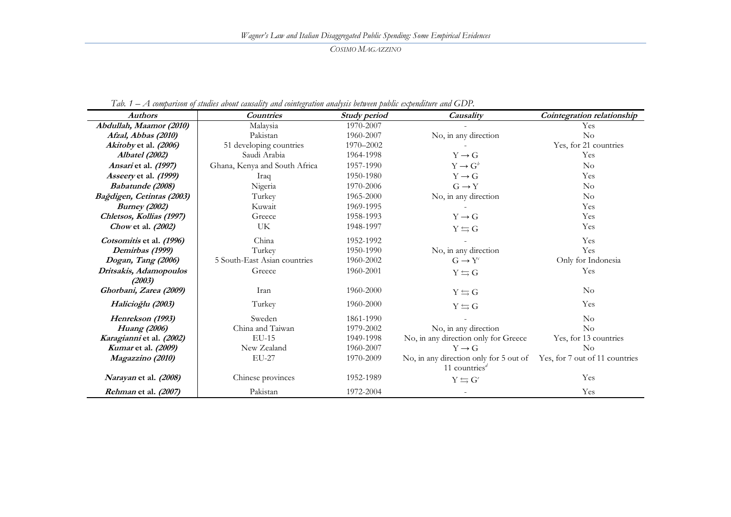*Tab. 1 – A comparison of studies about causality and cointegration analysis between public expenditure and GDP.*

| ***Authors*** | ***Countries*** | ***Study period*** | ***Causality*** | ***Cointegration relationship*** |
|---|---|---|---|---|
| ***Abdullah, Maamor (2010)*** | Malaysia | 1970-2007 | - | Yes |
| ***Afzal, Abbas (2010)*** | Pakistan | 1960-2007 | No, in any direction | No |
| ***Akitoby* et al. *(2006)*** | 51 developing countries | 1970–2002 | - | Yes, for 21 countries |
| ***Albatel (2002)*** | Saudi Arabia | 1964-1998 | $Y \rightarrow G$ | Yes |
| ***Ansari* et al. *(1997)*** | Ghana, Kenya and South Africa | 1957-1990 | $Y \rightarrow G^{b}$ | No |
| ***Asseery* et al. *(1999)*** | Iraq | 1950-1980 | $Y \rightarrow G$ | Yes |
| ***Babatunde (2008)*** | Nigeria | 1970-2006 | $G \rightarrow Y$ | No |
| ***Bağdigen, Cetintas (2003)*** | Turkey | 1965-2000 | No, in any direction | No |
| ***Burney (2002)*** | Kuwait | 1969-1995 | - | Yes |
| ***Chletsos, Kollias (1997)*** | Greece | 1958-1993 | $Y \rightarrow G$ | Yes |
| ***Chow* et al. *(2002)*** | UK | 1948-1997 | $Y \leftrightarrows G$ | Yes |
| ***Cotsomitis* et al. *(1996)*** | China | 1952-1992 | - | Yes |
| ***Demirbas (1999)*** | Turkey | 1950-1990 | No, in any direction | Yes |
| ***Dogan, Tang (2006)*** | 5 South-East Asian countries | 1960-2002 | $G \rightarrow Y^{c}$ | Only for Indonesia |
| ***Dritsakis, Adamopoulos (2003)*** | Greece | 1960-2001 | $Y \leftrightarrows G$ | Yes |
| ***Ghorbani, Zarea (2009)*** | Iran | 1960-2000 | $Y \leftrightarrows G$ | No |
| ***Halicioğlu (2003)*** | Turkey | 1960-2000 | $Y \leftrightarrows G$ | Yes |
| ***Henrekson (1993)*** | Sweden | 1861-1990 | - | No |
| ***Huang (2006)*** | China and Taiwan | 1979-2002 | No, in any direction | No |
| ***Karagianni* et al. *(2002)*** | EU-15 | 1949-1998 | No, in any direction only for Greece | Yes, for 13 countries |
| ***Kumar* et al. *(2009)*** | New Zealand | 1960-2007 | $Y \rightarrow G$ | No |
| ***Magazzino (2010)*** | EU-27 | 1970-2009 | No, in any direction only for 5 out of 11 countries[d] | Yes, for 7 out of 11 countries |
| ***Narayan* et al. *(2008)*** | Chinese provinces | 1952-1989 | $Y \leftrightarrows G^{e}$ | Yes |
| ***Rehman* et al. *(2007)*** | Pakistan | 1972-2004 | - | Yes |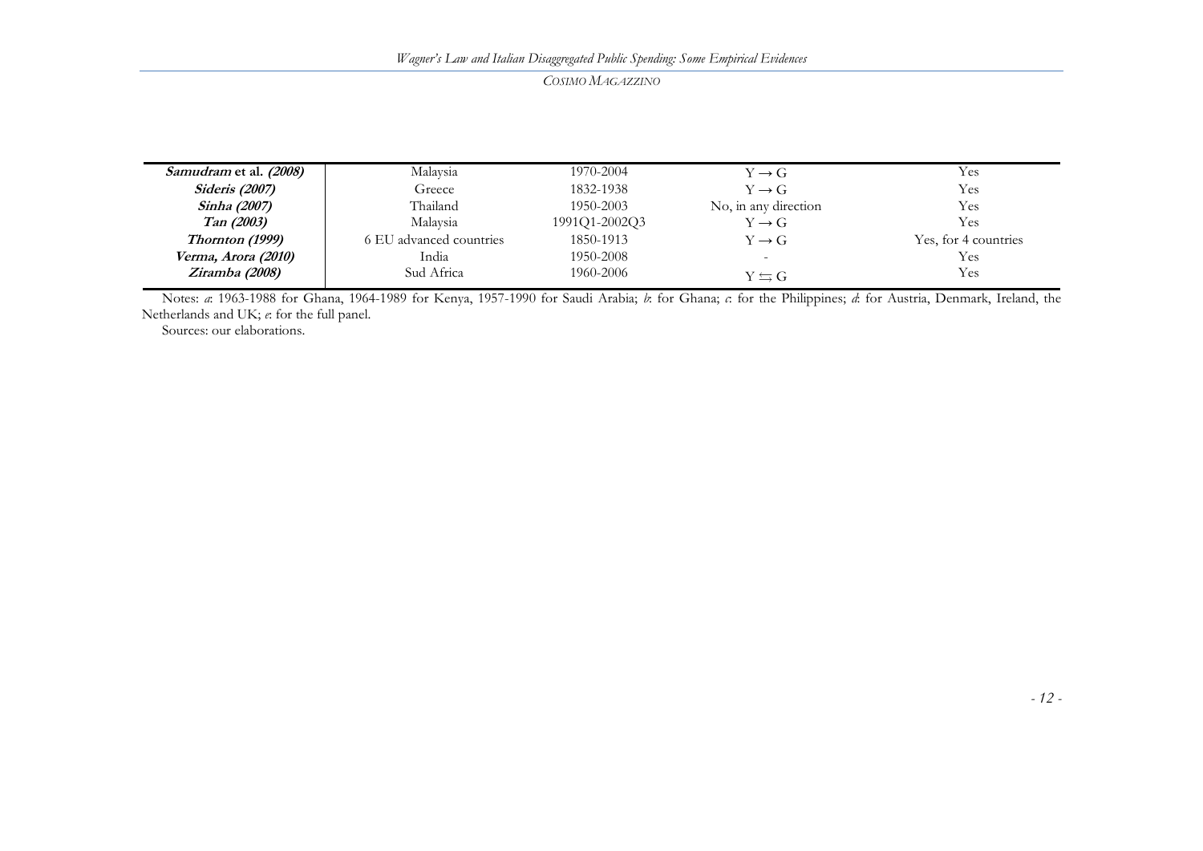| | | | | |
|---|---|---|---|---|
| ***Samudram* et al. *(2008)*** | Malaysia | 1970-2004 | $Y \rightarrow G$ | Yes |
| ***Sideris (2007)*** | Greece | 1832-1938 | $Y \rightarrow G$ | Yes |
| ***Sinha (2007)*** | Thailand | 1950-2003 | No, in any direction | Yes |
| ***Tan (2003)*** | Malaysia | 1991Q1-2002Q3 | $Y \rightarrow G$ | Yes |
| ***Thornton (1999)*** | 6 EU advanced countries | 1850-1913 | $Y \rightarrow G$ | Yes, for 4 countries |
| ***Verma, Arora (2010)*** | India | 1950-2008 | - | Yes |
| ***Ziramba (2008)*** | Sud Africa | 1960-2006 | $Y \leftrightarrows G$ | Yes |

Notes: *a*: 1963-1988 for Ghana, 1964-1989 for Kenya, 1957-1990 for Saudi Arabia; *b*: for Ghana; *c*: for the Philippines; *d*: for Austria, Denmark, Ireland, the Netherlands and UK; *e*: for the full panel.

Sources: our elaborations.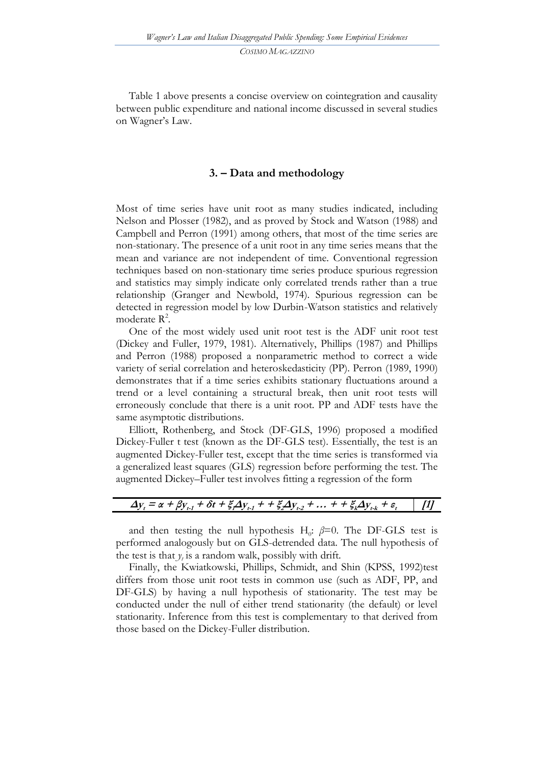Table 1 above presents a concise overview on cointegration and causality between public expenditure and national income discussed in several studies on Wagner's Law.

## 3. – Data and methodology

Most of time series have unit root as many studies indicated, including Nelson and Plosser (1982), and as proved by Stock and Watson (1988) and Campbell and Perron (1991) among others, that most of the time series are non-stationary. The presence of a unit root in any time series means that the mean and variance are not independent of time. Conventional regression techniques based on non-stationary time series produce spurious regression and statistics may simply indicate only correlated trends rather than a true relationship (Granger and Newbold, 1974). Spurious regression can be detected in regression model by low Durbin-Watson statistics and relatively moderate $R^2$.

One of the most widely used unit root test is the ADF unit root test (Dickey and Fuller, 1979, 1981). Alternatively, Phillips (1987) and Phillips and Perron (1988) proposed a nonparametric method to correct a wide variety of serial correlation and heteroskedasticity (PP). Perron (1989, 1990) demonstrates that if a time series exhibits stationary fluctuations around a trend or a level containing a structural break, then unit root tests will erroneously conclude that there is a unit root. PP and ADF tests have the same asymptotic distributions.

Elliott, Rothenberg, and Stock (DF-GLS, 1996) proposed a modified Dickey-Fuller t test (known as the DF-GLS test). Essentially, the test is an augmented Dickey-Fuller test, except that the time series is transformed via a generalized least squares (GLS) regression before performing the test. The augmented Dickey–Fuller test involves fitting a regression of the form

$$\Delta y_t = \alpha + \beta y_{t-1} + \delta t + \xi_1 \Delta y_{t-1} + + \xi_2 \Delta y_{t-2} + \ldots + + \xi_k \Delta y_{t-k} + \varepsilon_t \quad [1]$$

and then testing the null hypothesis $H_0$: $\beta=0$. The DF-GLS test is performed analogously but on GLS-detrended data. The null hypothesis of the test is that $y_t$ is a random walk, possibly with drift.

Finally, the Kwiatkowski, Phillips, Schmidt, and Shin (KPSS, 1992)test differs from those unit root tests in common use (such as ADF, PP, and DF-GLS) by having a null hypothesis of stationarity. The test may be conducted under the null of either trend stationarity (the default) or level stationarity. Inference from this test is complementary to that derived from those based on the Dickey-Fuller distribution.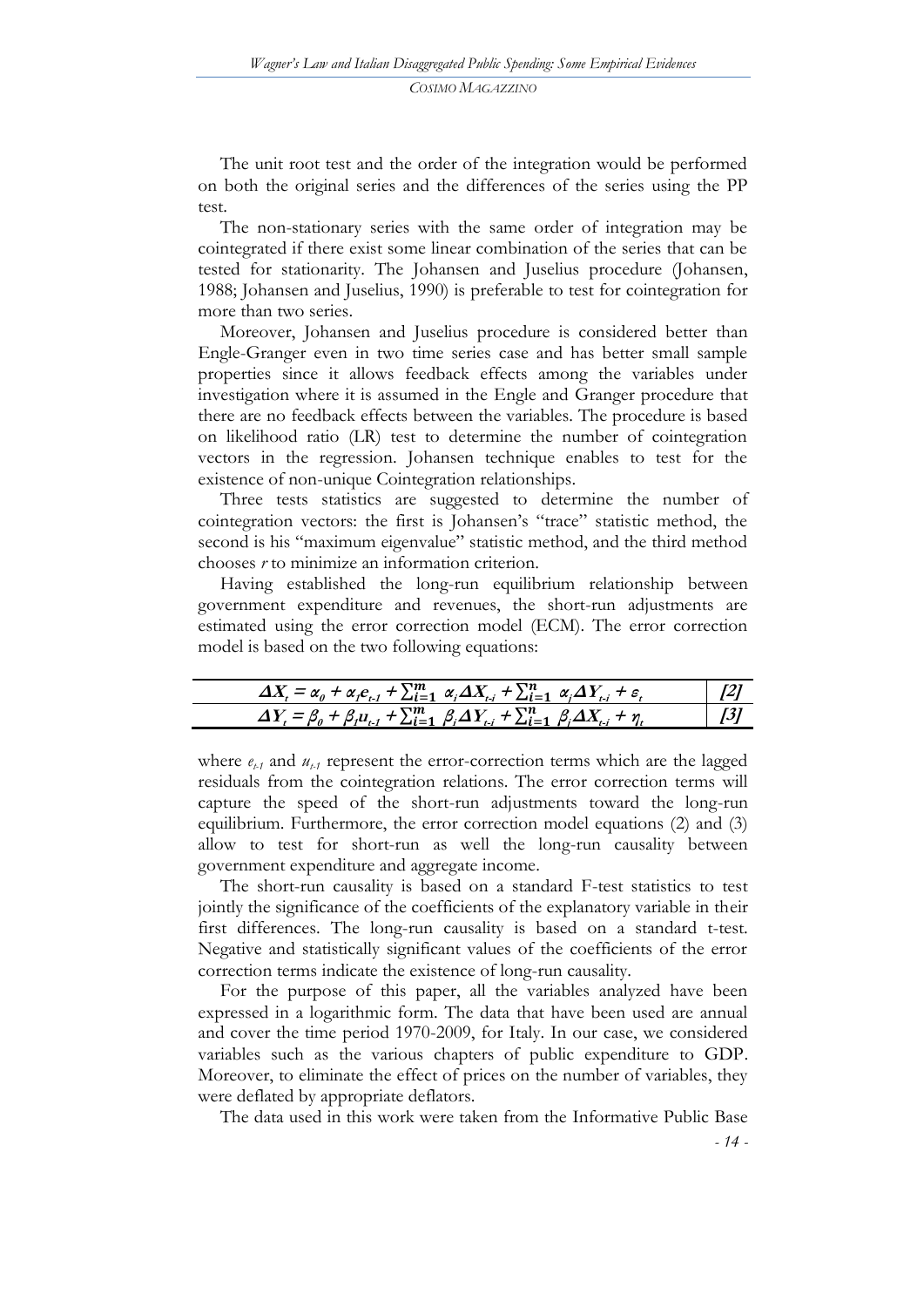The unit root test and the order of the integration would be performed on both the original series and the differences of the series using the PP test.

The non-stationary series with the same order of integration may be cointegrated if there exist some linear combination of the series that can be tested for stationarity. The Johansen and Juselius procedure (Johansen, 1988; Johansen and Juselius, 1990) is preferable to test for cointegration for more than two series.

Moreover, Johansen and Juselius procedure is considered better than Engle-Granger even in two time series case and has better small sample properties since it allows feedback effects among the variables under investigation where it is assumed in the Engle and Granger procedure that there are no feedback effects between the variables. The procedure is based on likelihood ratio (LR) test to determine the number of cointegration vectors in the regression. Johansen technique enables to test for the existence of non-unique Cointegration relationships.

Three tests statistics are suggested to determine the number of cointegration vectors: the first is Johansen's "trace" statistic method, the second is his "maximum eigenvalue" statistic method, and the third method chooses *r* to minimize an information criterion.

Having established the long-run equilibrium relationship between government expenditure and revenues, the short-run adjustments are estimated using the error correction model (ECM). The error correction model is based on the two following equations:

$$\Delta X_t = \alpha_0 + \alpha_1 e_{t-1} + \sum_{i=1}^{m} \alpha_i \Delta X_{t-i} + \sum_{i=1}^{n} \alpha_j \Delta Y_{t-i} + \varepsilon_t \quad [2]$$

$$\Delta Y_t = \beta_0 + \beta_1 u_{t-1} + \sum_{i=1}^{m} \beta_i \Delta Y_{t-i} + \sum_{i=1}^{n} \beta_j \Delta X_{t-i} + \eta_t \quad [3]$$

where $e_{t-1}$ and $u_{t-1}$ represent the error-correction terms which are the lagged residuals from the cointegration relations. The error correction terms will capture the speed of the short-run adjustments toward the long-run equilibrium. Furthermore, the error correction model equations (2) and (3) allow to test for short-run as well the long-run causality between government expenditure and aggregate income.

The short-run causality is based on a standard F-test statistics to test jointly the significance of the coefficients of the explanatory variable in their first differences. The long-run causality is based on a standard t-test. Negative and statistically significant values of the coefficients of the error correction terms indicate the existence of long-run causality.

For the purpose of this paper, all the variables analyzed have been expressed in a logarithmic form. The data that have been used are annual and cover the time period 1970-2009, for Italy. In our case, we considered variables such as the various chapters of public expenditure to GDP. Moreover, to eliminate the effect of prices on the number of variables, they were deflated by appropriate deflators.

The data used in this work were taken from the Informative Public Base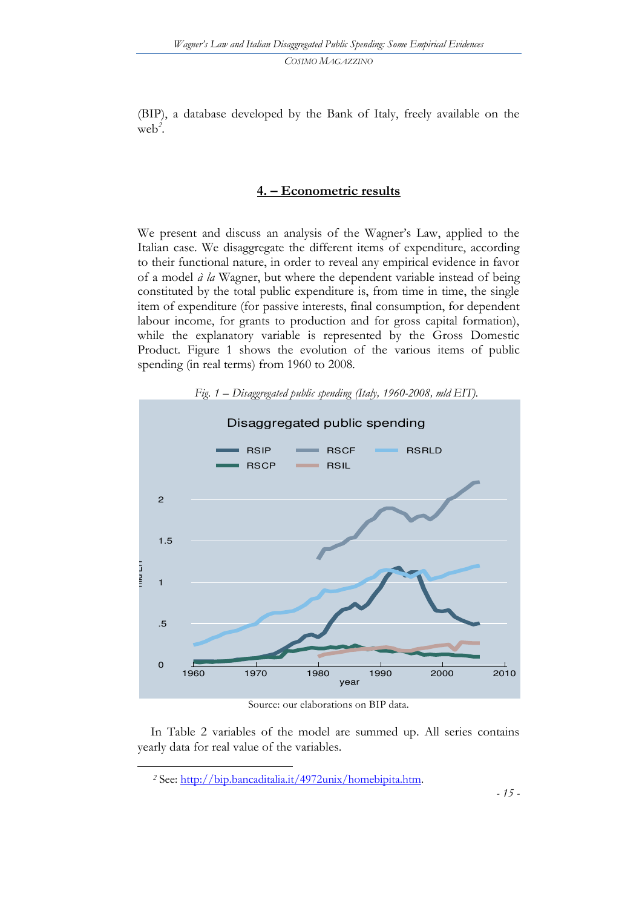(BIP), a database developed by the Bank of Italy, freely available on the web[2].

## 4. – Econometric results

We present and discuss an analysis of the Wagner's Law, applied to the Italian case. We disaggregate the different items of expenditure, according to their functional nature, in order to reveal any empirical evidence in favor of a model *à la* Wagner, but where the dependent variable instead of being constituted by the total public expenditure is, from time in time, the single item of expenditure (for passive interests, final consumption, for dependent labour income, for grants to production and for gross capital formation), while the explanatory variable is represented by the Gross Domestic Product. Figure 1 shows the evolution of the various items of public spending (in real terms) from 1960 to 2008.

*Fig. 1 – Disaggregated public spending (Italy, 1960-2008, mld EIT).*

Source: our elaborations on BIP data.

In Table 2 variables of the model are summed up. All series contains yearly data for real value of the variables.

[2] See: http://bip.bancaditalia.it/4972unix/homebipita.htm.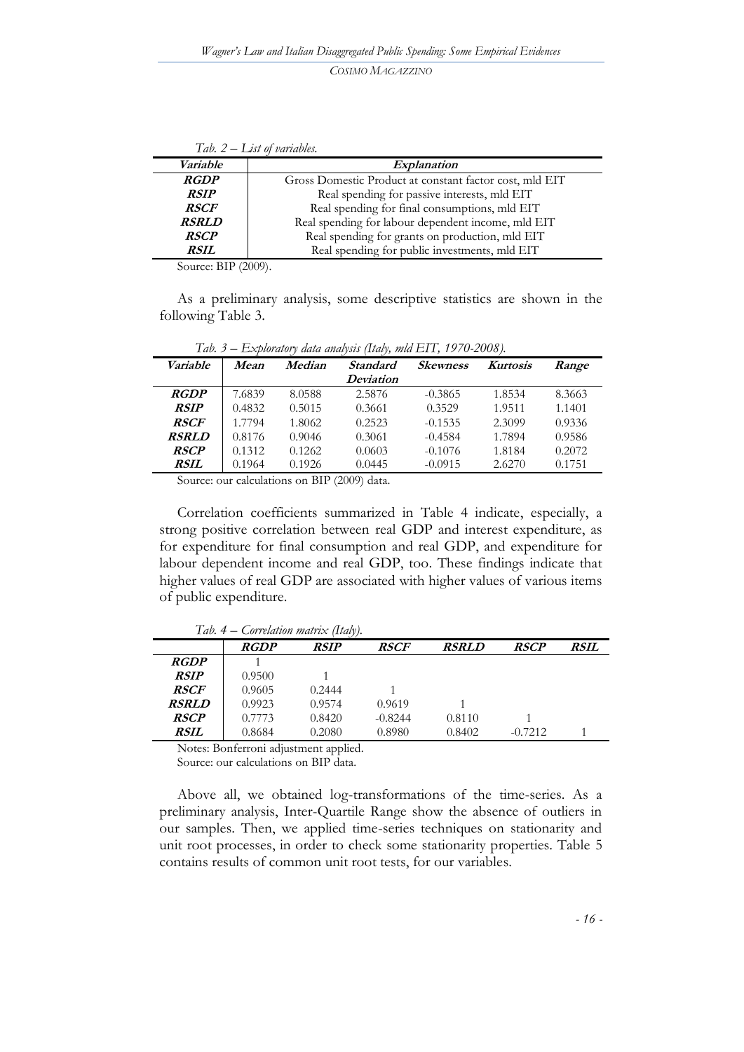*Tab. 2 – List of variables.*

| *Variable* | *Explanation* |
|---|---|
| ***RGDP*** | Gross Domestic Product at constant factor cost, mld EIT |
| ***RSIP*** | Real spending for passive interests, mld EIT |
| ***RSCF*** | Real spending for final consumptions, mld EIT |
| ***RSRLD*** | Real spending for labour dependent income, mld EIT |
| ***RSCP*** | Real spending for grants on production, mld EIT |
| ***RSIL*** | Real spending for public investments, mld EIT |

Source: BIP (2009).

As a preliminary analysis, some descriptive statistics are shown in the following Table 3.

*Tab. 3 – Exploratory data analysis (Italy, mld EIT, 1970-2008).*

| *Variable* | *Mean* | *Median* | *Standard Deviation* | *Skewness* | *Kurtosis* | *Range* |
|---|---|---|---|---|---|---|
| ***RGDP*** | 7.6839 | 8.0588 | 2.5876 | -0.3865 | 1.8534 | 8.3663 |
| ***RSIP*** | 0.4832 | 0.5015 | 0.3661 | 0.3529 | 1.9511 | 1.1401 |
| ***RSCF*** | 1.7794 | 1.8062 | 0.2523 | -0.1535 | 2.3099 | 0.9336 |
| ***RSRLD*** | 0.8176 | 0.9046 | 0.3061 | -0.4584 | 1.7894 | 0.9586 |
| ***RSCP*** | 0.1312 | 0.1262 | 0.0603 | -0.1076 | 1.8184 | 0.2072 |
| ***RSIL*** | 0.1964 | 0.1926 | 0.0445 | -0.0915 | 2.6270 | 0.1751 |

Source: our calculations on BIP (2009) data.

Correlation coefficients summarized in Table 4 indicate, especially, a strong positive correlation between real GDP and interest expenditure, as for expenditure for final consumption and real GDP, and expenditure for labour dependent income and real GDP, too. These findings indicate that higher values of real GDP are associated with higher values of various items of public expenditure.

*Tab. 4 – Correlation matrix (Italy).*

| | ***RGDP*** | ***RSIP*** | ***RSCF*** | ***RSRLD*** | ***RSCP*** | ***RSIL*** |
|---|---|---|---|---|---|---|
| ***RGDP*** | 1 | | | | | |
| ***RSIP*** | 0.9500 | 1 | | | | |
| ***RSCF*** | 0.9605 | 0.2444 | 1 | | | |
| ***RSRLD*** | 0.9923 | 0.9574 | 0.9619 | 1 | | |
| ***RSCP*** | 0.7773 | 0.8420 | -0.8244 | 0.8110 | 1 | |
| ***RSIL*** | 0.8684 | 0.2080 | 0.8980 | 0.8402 | -0.7212 | 1 |

Notes: Bonferroni adjustment applied.

Source: our calculations on BIP data.

Above all, we obtained log-transformations of the time-series. As a preliminary analysis, Inter-Quartile Range show the absence of outliers in our samples. Then, we applied time-series techniques on stationarity and unit root processes, in order to check some stationarity properties. Table 5 contains results of common unit root tests, for our variables.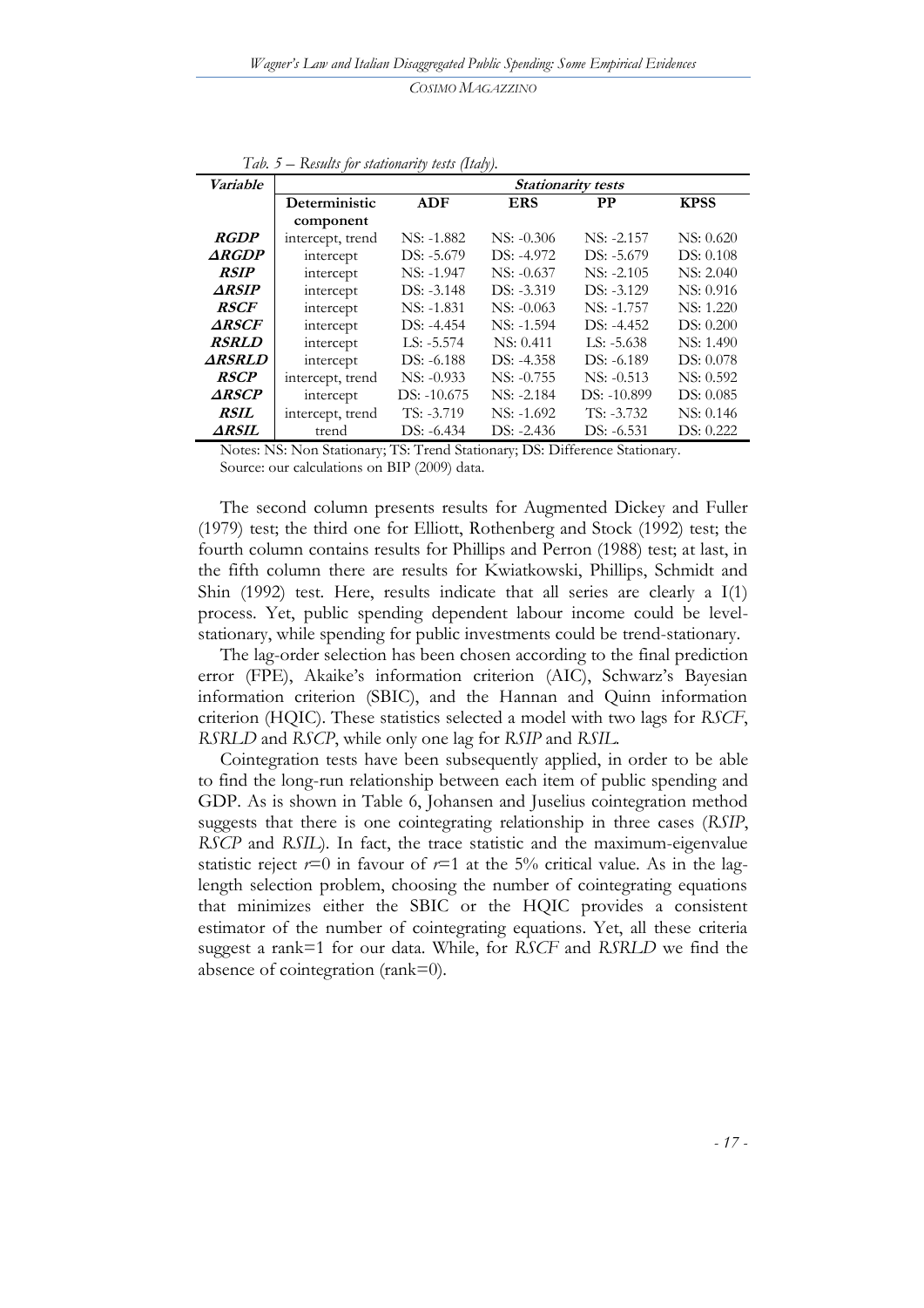*Tab. 5 – Results for stationarity tests (Italy).*

| *Variable* | *Stationarity tests* | | | | |
|---|---|---|---|---|---|
| | **Deterministic component** | **ADF** | **ERS** | **PP** | **KPSS** |
| ***RGDP*** | intercept, trend | NS: -1.882 | NS: -0.306 | NS: -2.157 | NS: 0.620 |
| ***ΔRGDP*** | intercept | DS: -5.679 | DS: -4.972 | DS: -5.679 | DS: 0.108 |
| ***RSIP*** | intercept | NS: -1.947 | NS: -0.637 | NS: -2.105 | NS: 2.040 |
| ***ΔRSIP*** | intercept | DS: -3.148 | DS: -3.319 | DS: -3.129 | NS: 0.916 |
| ***RSCF*** | intercept | NS: -1.831 | NS: -0.063 | NS: -1.757 | NS: 1.220 |
| ***ΔRSCF*** | intercept | DS: -4.454 | NS: -1.594 | DS: -4.452 | DS: 0.200 |
| ***RSRLD*** | intercept | LS: -5.574 | NS: 0.411 | LS: -5.638 | NS: 1.490 |
| ***ΔRSRLD*** | intercept | DS: -6.188 | DS: -4.358 | DS: -6.189 | DS: 0.078 |
| ***RSCP*** | intercept, trend | NS: -0.933 | NS: -0.755 | NS: -0.513 | NS: 0.592 |
| ***ΔRSCP*** | intercept | DS: -10.675 | NS: -2.184 | DS: -10.899 | DS: 0.085 |
| ***RSIL*** | intercept, trend | TS: -3.719 | NS: -1.692 | TS: -3.732 | NS: 0.146 |
| ***ΔRSIL*** | trend | DS: -6.434 | DS: -2.436 | DS: -6.531 | DS: 0.222 |

Notes: NS: Non Stationary; TS: Trend Stationary; DS: Difference Stationary.
Source: our calculations on BIP (2009) data.

The second column presents results for Augmented Dickey and Fuller (1979) test; the third one for Elliott, Rothenberg and Stock (1992) test; the fourth column contains results for Phillips and Perron (1988) test; at last, in the fifth column there are results for Kwiatkowski, Phillips, Schmidt and Shin (1992) test. Here, results indicate that all series are clearly a I(1) process. Yet, public spending dependent labour income could be level-stationary, while spending for public investments could be trend-stationary.

The lag-order selection has been chosen according to the final prediction error (FPE), Akaike's information criterion (AIC), Schwarz's Bayesian information criterion (SBIC), and the Hannan and Quinn information criterion (HQIC). These statistics selected a model with two lags for *RSCF*, *RSRLD* and *RSCP*, while only one lag for *RSIP* and *RSIL*.

Cointegration tests have been subsequently applied, in order to be able to find the long-run relationship between each item of public spending and GDP. As is shown in Table 6, Johansen and Juselius cointegration method suggests that there is one cointegrating relationship in three cases (*RSIP*, *RSCP* and *RSIL*). In fact, the trace statistic and the maximum-eigenvalue statistic reject $r=0$ in favour of $r=1$ at the 5% critical value. As in the lag-length selection problem, choosing the number of cointegrating equations that minimizes either the SBIC or the HQIC provides a consistent estimator of the number of cointegrating equations. Yet, all these criteria suggest a rank=1 for our data. While, for *RSCF* and *RSRLD* we find the absence of cointegration (rank=0).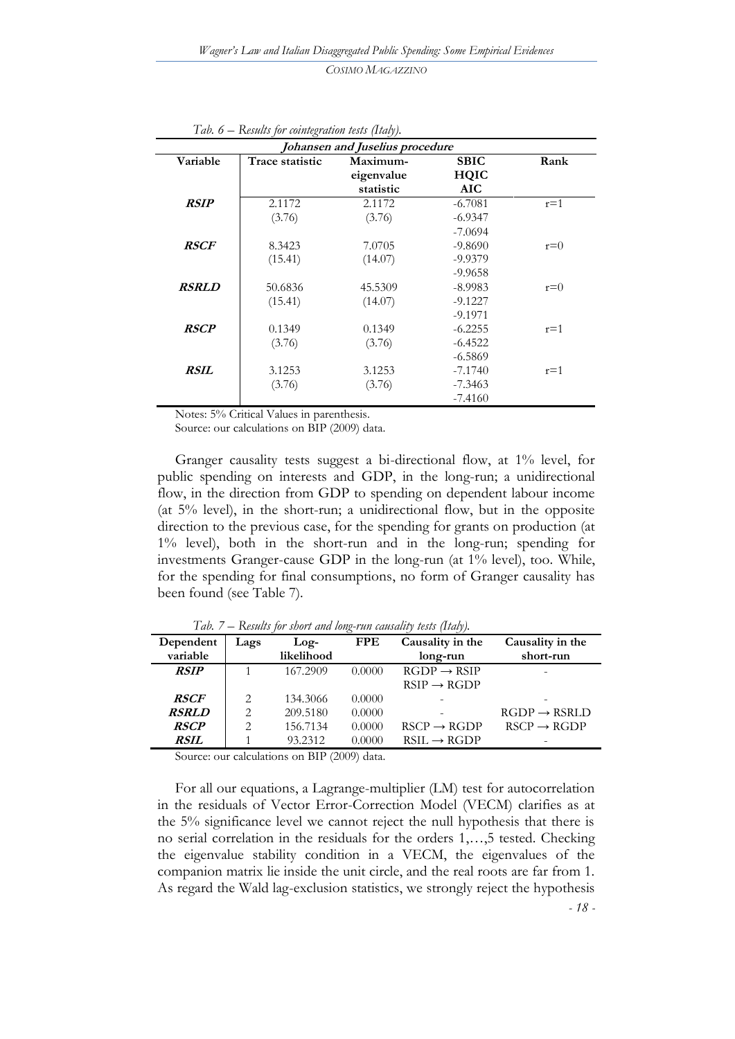*Tab. 6 – Results for cointegration tests (Italy).*

| Johansen and Juselius procedure | | | | |
|---|---|---|---|---|
| **Variable** | **Trace statistic** | **Maximum-eigenvalue statistic** | **SBIC HQIC AIC** | **Rank** |
| ***RSIP*** | 2.1172 (3.76) | 2.1172 (3.76) | -6.7081 -6.9347 -7.0694 | r=1 |
| ***RSCF*** | 8.3423 (15.41) | 7.0705 (14.07) | -9.8690 -9.9379 -9.9658 | r=0 |
| ***RSRLD*** | 50.6836 (15.41) | 45.5309 (14.07) | -8.9983 -9.1227 -9.1971 | r=0 |
| ***RSCP*** | 0.1349 (3.76) | 0.1349 (3.76) | -6.2255 -6.4522 -6.5869 | r=1 |
| ***RSIL*** | 3.1253 (3.76) | 3.1253 (3.76) | -7.1740 -7.3463 -7.4160 | r=1 |

Notes: 5% Critical Values in parenthesis.
Source: our calculations on BIP (2009) data.

Granger causality tests suggest a bi-directional flow, at 1% level, for public spending on interests and GDP, in the long-run; a unidirectional flow, in the direction from GDP to spending on dependent labour income (at 5% level), in the short-run; a unidirectional flow, but in the opposite direction to the previous case, for the spending for grants on production (at 1% level), both in the short-run and in the long-run; spending for investments Granger-cause GDP in the long-run (at 1% level), too. While, for the spending for final consumptions, no form of Granger causality has been found (see Table 7).

*Tab. 7 – Results for short and long-run causality tests (Italy).*

| Dependent variable | Lags | Log-likelihood | FPE | Causality in the long-run | Causality in the short-run |
|---|---|---|---|---|---|
| ***RSIP*** | 1 | 167.2909 | 0.0000 | RGDP → RSIP<br>RSIP → RGDP | - |
| ***RSCF*** | 2 | 134.3066 | 0.0000 | - | - |
| ***RSRLD*** | 2 | 209.5180 | 0.0000 | - | RGDP → RSRLD |
| ***RSCP*** | 2 | 156.7134 | 0.0000 | RSCP → RGDP | RSCP → RGDP |
| ***RSIL*** | 1 | 93.2312 | 0.0000 | RSIL → RGDP | - |

Source: our calculations on BIP (2009) data.

For all our equations, a Lagrange-multiplier (LM) test for autocorrelation in the residuals of Vector Error-Correction Model (VECM) clarifies as at the 5% significance level we cannot reject the null hypothesis that there is no serial correlation in the residuals for the orders 1,…,5 tested. Checking the eigenvalue stability condition in a VECM, the eigenvalues of the companion matrix lie inside the unit circle, and the real roots are far from 1. As regard the Wald lag-exclusion statistics, we strongly reject the hypothesis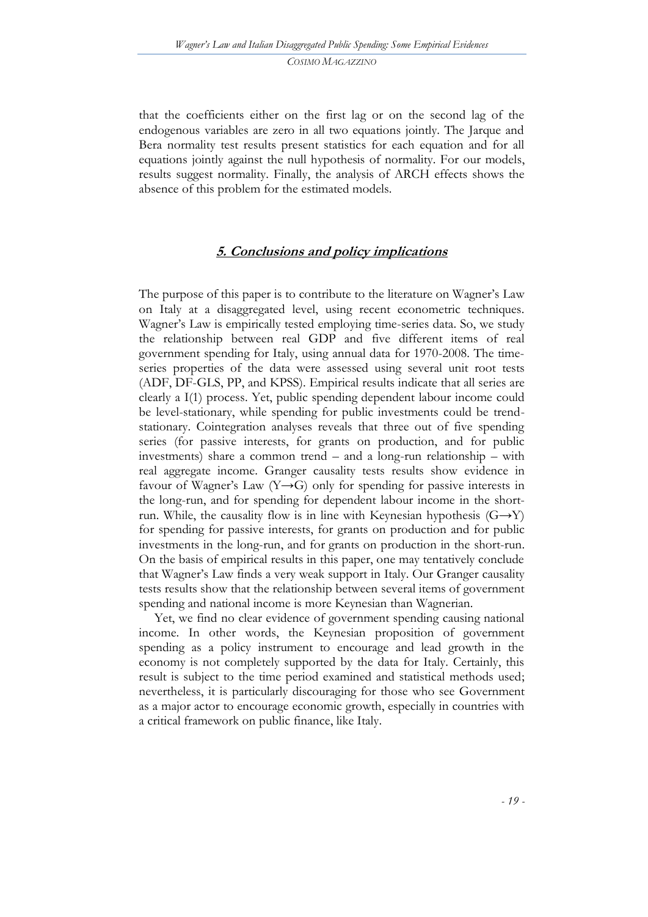that the coefficients either on the first lag or on the second lag of the endogenous variables are zero in all two equations jointly. The Jarque and Bera normality test results present statistics for each equation and for all equations jointly against the null hypothesis of normality. For our models, results suggest normality. Finally, the analysis of ARCH effects shows the absence of this problem for the estimated models.

## 5. Conclusions and policy implications

The purpose of this paper is to contribute to the literature on Wagner's Law on Italy at a disaggregated level, using recent econometric techniques. Wagner's Law is empirically tested employing time-series data. So, we study the relationship between real GDP and five different items of real government spending for Italy, using annual data for 1970-2008. The time-series properties of the data were assessed using several unit root tests (ADF, DF-GLS, PP, and KPSS). Empirical results indicate that all series are clearly a I(1) process. Yet, public spending dependent labour income could be level-stationary, while spending for public investments could be trend-stationary. Cointegration analyses reveals that three out of five spending series (for passive interests, for grants on production, and for public investments) share a common trend – and a long-run relationship – with real aggregate income. Granger causality tests results show evidence in favour of Wagner's Law ($Y \rightarrow G$) only for spending for passive interests in the long-run, and for spending for dependent labour income in the short-run. While, the causality flow is in line with Keynesian hypothesis ($G \rightarrow Y$) for spending for passive interests, for grants on production and for public investments in the long-run, and for grants on production in the short-run. On the basis of empirical results in this paper, one may tentatively conclude that Wagner's Law finds a very weak support in Italy. Our Granger causality tests results show that the relationship between several items of government spending and national income is more Keynesian than Wagnerian.

Yet, we find no clear evidence of government spending causing national income. In other words, the Keynesian proposition of government spending as a policy instrument to encourage and lead growth in the economy is not completely supported by the data for Italy. Certainly, this result is subject to the time period examined and statistical methods used; nevertheless, it is particularly discouraging for those who see Government as a major actor to encourage economic growth, especially in countries with a critical framework on public finance, like Italy.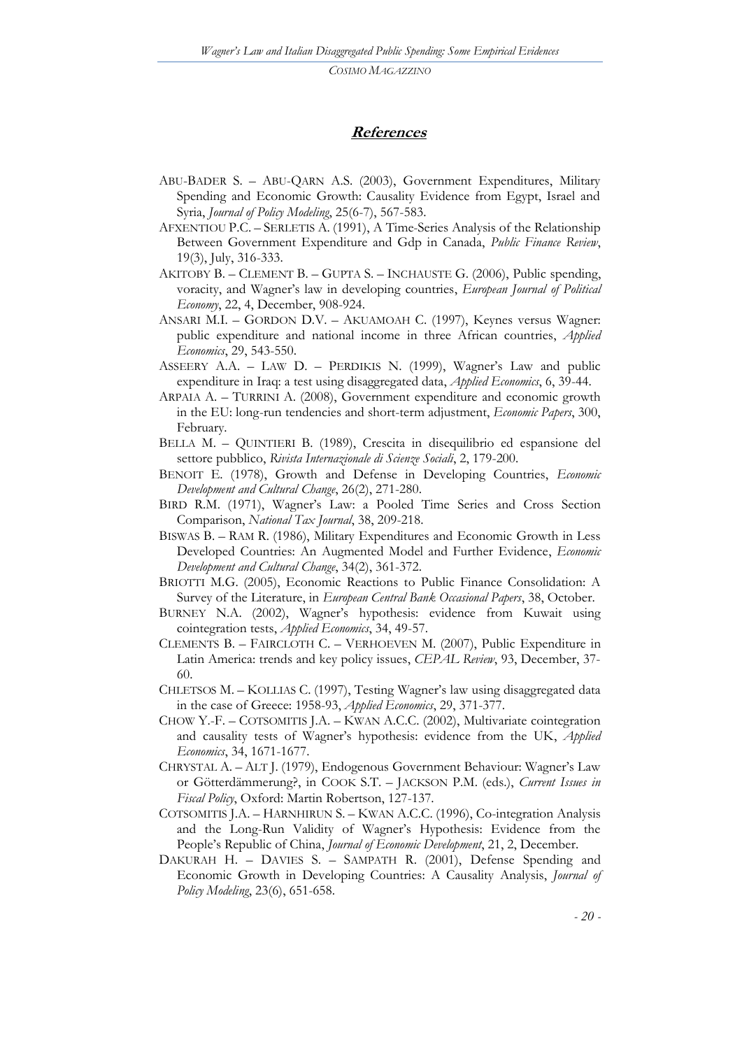## References

ABU-BADER S. – ABU-QARN A.S. (2003), Government Expenditures, Military Spending and Economic Growth: Causality Evidence from Egypt, Israel and Syria, *Journal of Policy Modeling*, 25(6-7), 567-583.

AFXENTIOU P.C. – SERLETIS A. (1991), A Time-Series Analysis of the Relationship Between Government Expenditure and Gdp in Canada, *Public Finance Review*, 19(3), July, 316-333.

AKITOBY B. – CLEMENT B. – GUPTA S. – INCHAUSTE G. (2006), Public spending, voracity, and Wagner's law in developing countries, *European Journal of Political Economy*, 22, 4, December, 908-924.

ANSARI M.I. – GORDON D.V. – AKUAMOAH C. (1997), Keynes versus Wagner: public expenditure and national income in three African countries, *Applied Economics*, 29, 543-550.

ASSEERY A.A. – LAW D. – PERDIKIS N. (1999), Wagner's Law and public expenditure in Iraq: a test using disaggregated data, *Applied Economics*, 6, 39-44.

ARPAIA A. – TURRINI A. (2008), Government expenditure and economic growth in the EU: long-run tendencies and short-term adjustment, *Economic Papers*, 300, February.

BELLA M. – QUINTIERI B. (1989), Crescita in disequilibrio ed espansione del settore pubblico, *Rivista Internazionale di Scienze Sociali*, 2, 179-200.

BENOIT E. (1978), Growth and Defense in Developing Countries, *Economic Development and Cultural Change*, 26(2), 271-280.

BIRD R.M. (1971), Wagner's Law: a Pooled Time Series and Cross Section Comparison, *National Tax Journal*, 38, 209-218.

BISWAS B. – RAM R. (1986), Military Expenditures and Economic Growth in Less Developed Countries: An Augmented Model and Further Evidence, *Economic Development and Cultural Change*, 34(2), 361-372.

BRIOTTI M.G. (2005), Economic Reactions to Public Finance Consolidation: A Survey of the Literature, in *European Central Bank Occasional Papers*, 38, October.

BURNEY N.A. (2002), Wagner's hypothesis: evidence from Kuwait using cointegration tests, *Applied Economics*, 34, 49-57.

CLEMENTS B. – FAIRCLOTH C. – VERHOEVEN M. (2007), Public Expenditure in Latin America: trends and key policy issues, *CEPAL Review*, 93, December, 37-60.

CHLETSOS M. – KOLLIAS C. (1997), Testing Wagner's law using disaggregated data in the case of Greece: 1958-93, *Applied Economics*, 29, 371-377.

CHOW Y.-F. – COTSOMITIS J.A. – KWAN A.C.C. (2002), Multivariate cointegration and causality tests of Wagner's hypothesis: evidence from the UK, *Applied Economics*, 34, 1671-1677.

CHRYSTAL A. – ALT J. (1979), Endogenous Government Behaviour: Wagner's Law or Götterdämmerung?, in COOK S.T. – JACKSON P.M. (eds.), *Current Issues in Fiscal Policy*, Oxford: Martin Robertson, 127-137.

COTSOMITIS J.A. – HARNHIRUN S. – KWAN A.C.C. (1996), Co-integration Analysis and the Long-Run Validity of Wagner's Hypothesis: Evidence from the People's Republic of China, *Journal of Economic Development*, 21, 2, December.

DAKURAH H. – DAVIES S. – SAMPATH R. (2001), Defense Spending and Economic Growth in Developing Countries: A Causality Analysis, *Journal of Policy Modeling*, 23(6), 651-658.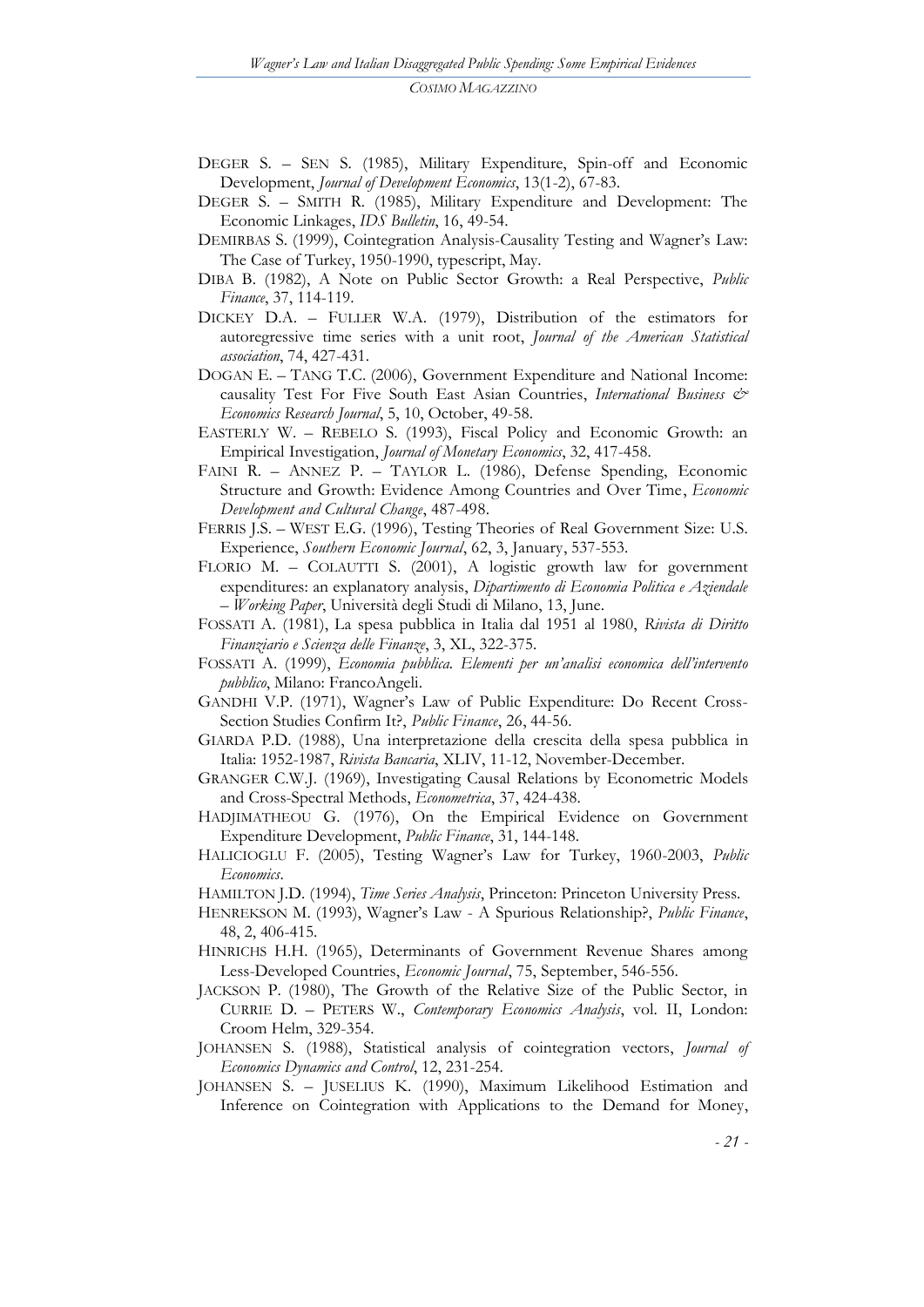DEGER S. – SEN S. (1985), Military Expenditure, Spin-off and Economic Development, *Journal of Development Economics*, 13(1-2), 67-83.

DEGER S. – SMITH R. (1985), Military Expenditure and Development: The Economic Linkages, *IDS Bulletin*, 16, 49-54.

DEMIRBAS S. (1999), Cointegration Analysis-Causality Testing and Wagner's Law: The Case of Turkey, 1950-1990, typescript, May.

DIBA B. (1982), A Note on Public Sector Growth: a Real Perspective, *Public Finance*, 37, 114-119.

DICKEY D.A. – FULLER W.A. (1979), Distribution of the estimators for autoregressive time series with a unit root, *Journal of the American Statistical association*, 74, 427-431.

DOGAN E. – TANG T.C. (2006), Government Expenditure and National Income: causality Test For Five South East Asian Countries, *International Business & Economics Research Journal*, 5, 10, October, 49-58.

EASTERLY W. – REBELO S. (1993), Fiscal Policy and Economic Growth: an Empirical Investigation, *Journal of Monetary Economics*, 32, 417-458.

FAINI R. – ANNEZ P. – TAYLOR L. (1986), Defense Spending, Economic Structure and Growth: Evidence Among Countries and Over Time, *Economic Development and Cultural Change*, 487-498.

FERRIS J.S. – WEST E.G. (1996), Testing Theories of Real Government Size: U.S. Experience, *Southern Economic Journal*, 62, 3, January, 537-553.

FLORIO M. – COLAUTTI S. (2001), A logistic growth law for government expenditures: an explanatory analysis, *Dipartimento di Economia Politica e Aziendale – Working Paper*, Università degli Studi di Milano, 13, June.

FOSSATI A. (1981), La spesa pubblica in Italia dal 1951 al 1980, *Rivista di Diritto Finanziario e Scienza delle Finanze*, 3, XL, 322-375.

FOSSATI A. (1999), *Economia pubblica. Elementi per un'analisi economica dell'intervento pubblico*, Milano: FrancoAngeli.

GANDHI V.P. (1971), Wagner's Law of Public Expenditure: Do Recent Cross-Section Studies Confirm It?, *Public Finance*, 26, 44-56.

GIARDA P.D. (1988), Una interpretazione della crescita della spesa pubblica in Italia: 1952-1987, *Rivista Bancaria*, XLIV, 11-12, November-December.

GRANGER C.W.J. (1969), Investigating Causal Relations by Econometric Models and Cross-Spectral Methods, *Econometrica*, 37, 424-438.

HADJIMATHEOU G. (1976), On the Empirical Evidence on Government Expenditure Development, *Public Finance*, 31, 144-148.

HALICIOGLU F. (2005), Testing Wagner's Law for Turkey, 1960-2003, *Public Economics*.

HAMILTON J.D. (1994), *Time Series Analysis*, Princeton: Princeton University Press.

HENREKSON M. (1993), Wagner's Law - A Spurious Relationship?, *Public Finance*, 48, 2, 406-415.

HINRICHS H.H. (1965), Determinants of Government Revenue Shares among Less-Developed Countries, *Economic Journal*, 75, September, 546-556.

JACKSON P. (1980), The Growth of the Relative Size of the Public Sector, in CURRIE D. – PETERS W., *Contemporary Economics Analysis*, vol. II, London: Croom Helm, 329-354.

JOHANSEN S. (1988), Statistical analysis of cointegration vectors, *Journal of Economics Dynamics and Control*, 12, 231-254.

JOHANSEN S. – JUSELIUS K. (1990), Maximum Likelihood Estimation and Inference on Cointegration with Applications to the Demand for Money,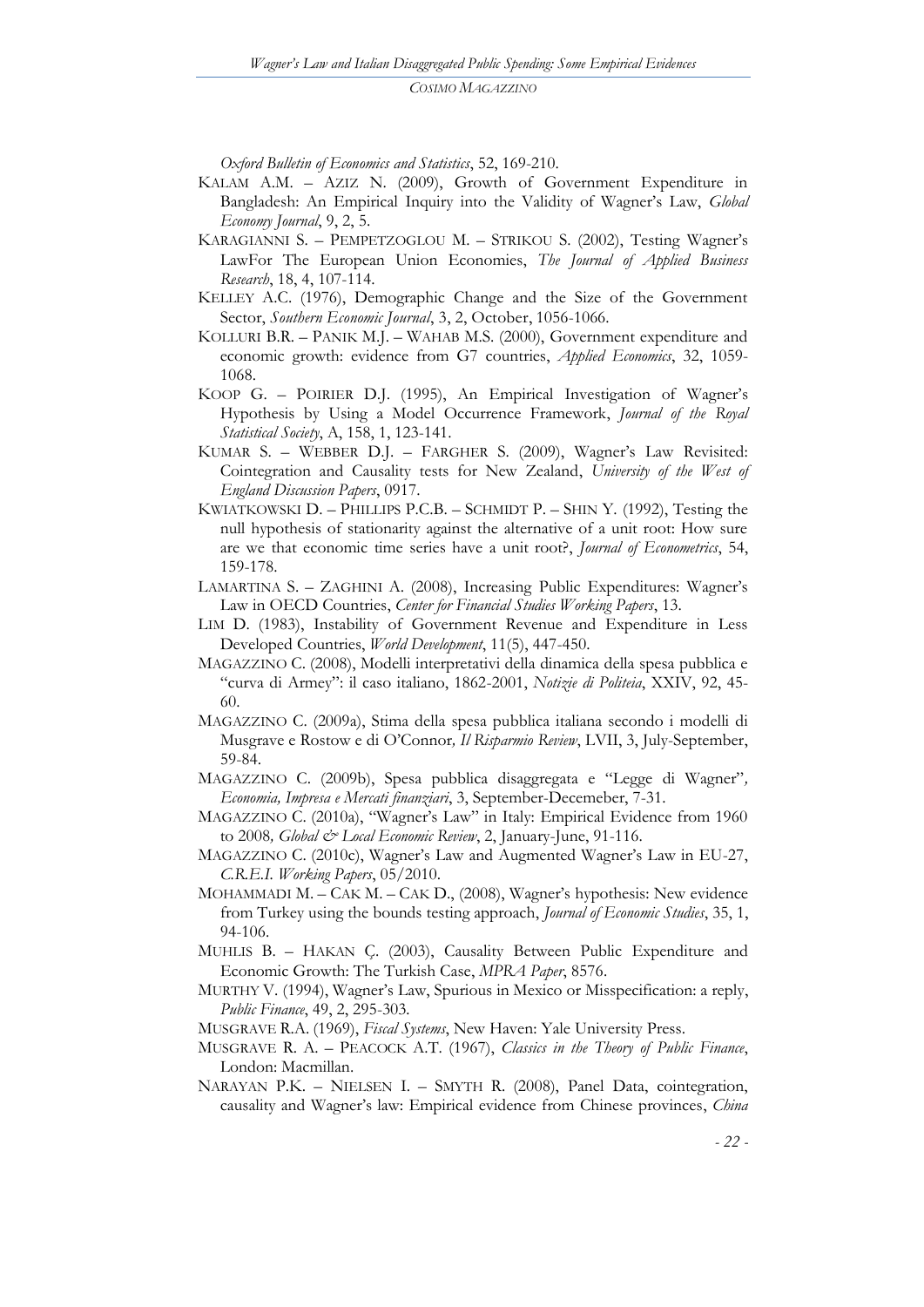*Oxford Bulletin of Economics and Statistics*, 52, 169-210.

KALAM A.M. – AZIZ N. (2009), Growth of Government Expenditure in Bangladesh: An Empirical Inquiry into the Validity of Wagner's Law, *Global Economy Journal*, 9, 2, 5.

KARAGIANNI S. – PEMPETZOGLOU M. – STRIKOU S. (2002), Testing Wagner's LawFor The European Union Economies, *The Journal of Applied Business Research*, 18, 4, 107-114.

KELLEY A.C. (1976), Demographic Change and the Size of the Government Sector, *Southern Economic Journal*, 3, 2, October, 1056-1066.

KOLLURI B.R. – PANIK M.J. – WAHAB M.S. (2000), Government expenditure and economic growth: evidence from G7 countries, *Applied Economics*, 32, 1059-1068.

KOOP G. – POIRIER D.J. (1995), An Empirical Investigation of Wagner's Hypothesis by Using a Model Occurrence Framework, *Journal of the Royal Statistical Society*, A, 158, 1, 123-141.

KUMAR S. – WEBBER D.J. – FARGHER S. (2009), Wagner's Law Revisited: Cointegration and Causality tests for New Zealand, *University of the West of England Discussion Papers*, 0917.

KWIATKOWSKI D. – PHILLIPS P.C.B. – SCHMIDT P. – SHIN Y. (1992), Testing the null hypothesis of stationarity against the alternative of a unit root: How sure are we that economic time series have a unit root?, *Journal of Econometrics*, 54, 159-178.

LAMARTINA S. – ZAGHINI A. (2008), Increasing Public Expenditures: Wagner's Law in OECD Countries, *Center for Financial Studies Working Papers*, 13.

LIM D. (1983), Instability of Government Revenue and Expenditure in Less Developed Countries, *World Development*, 11(5), 447-450.

MAGAZZINO C. (2008), Modelli interpretativi della dinamica della spesa pubblica e "curva di Armey": il caso italiano, 1862-2001, *Notizie di Politeia*, XXIV, 92, 45-60.

MAGAZZINO C. (2009a), Stima della spesa pubblica italiana secondo i modelli di Musgrave e Rostow e di O'Connor*, Il Risparmio Review*, LVII, 3, July-September, 59-84.

MAGAZZINO C. (2009b), Spesa pubblica disaggregata e "Legge di Wagner"*, Economia, Impresa e Mercati finanziari*, 3, September-Decemeber, 7-31.

MAGAZZINO C. (2010a), "Wagner's Law" in Italy: Empirical Evidence from 1960 to 2008*, Global & Local Economic Review*, 2, January-June, 91-116.

MAGAZZINO C. (2010c), Wagner's Law and Augmented Wagner's Law in EU-27, *C.R.E.I. Working Papers*, 05/2010.

MOHAMMADI M. – CAK M. – CAK D., (2008), Wagner's hypothesis: New evidence from Turkey using the bounds testing approach, *Journal of Economic Studies*, 35, 1, 94-106.

MUHLIS B. – HAKAN Ç. (2003), Causality Between Public Expenditure and Economic Growth: The Turkish Case, *MPRA Paper*, 8576.

MURTHY V. (1994), Wagner's Law, Spurious in Mexico or Misspecification: a reply, *Public Finance*, 49, 2, 295-303.

MUSGRAVE R.A. (1969), *Fiscal Systems*, New Haven: Yale University Press.

MUSGRAVE R. A. – PEACOCK A.T. (1967), *Classics in the Theory of Public Finance*, London: Macmillan.

NARAYAN P.K. – NIELSEN I. – SMYTH R. (2008), Panel Data, cointegration, causality and Wagner's law: Empirical evidence from Chinese provinces, *China*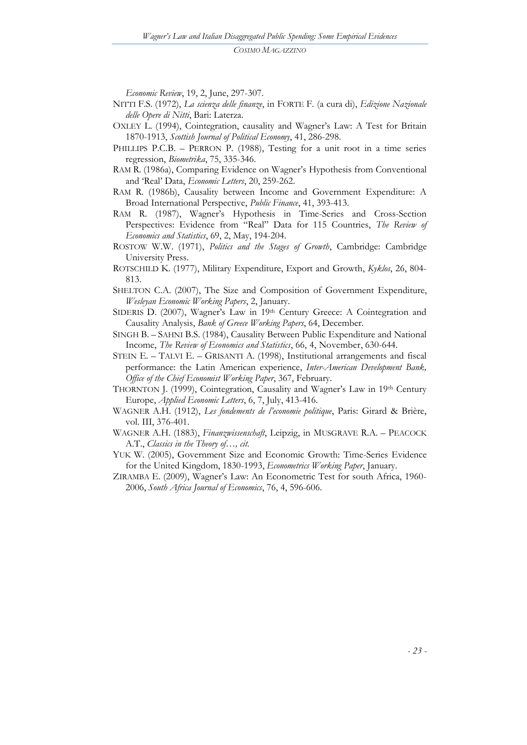*Economic Review*, 19, 2, June, 297-307.

NITTI F.S. (1972), *La scienza delle finanze*, in FORTE F. (a cura di), *Edizione Nazionale delle Opere di Nitti*, Bari: Laterza.

OXLEY L. (1994), Cointegration, causality and Wagner's Law: A Test for Britain 1870-1913, *Scottish Journal of Political Economy*, 41, 286-298.

PHILLIPS P.C.B. – PERRON P. (1988), Testing for a unit root in a time series regression, *Biometrika*, 75, 335-346.

RAM R. (1986a), Comparing Evidence on Wagner's Hypothesis from Conventional and 'Real' Data, *Economic Letters*, 20, 259-262.

RAM R. (1986b), Causality between Income and Government Expenditure: A Broad International Perspective, *Public Finance*, 41, 393-413.

RAM R. (1987), Wagner's Hypothesis in Time-Series and Cross-Section Perspectives: Evidence from "Real" Data for 115 Countries, *The Review of Economics and Statistics*, 69, 2, May, 194-204.

ROSTOW W.W. (1971), *Politics and the Stages of Growth*, Cambridge: Cambridge University Press.

ROTSCHILD K. (1977), Military Expenditure, Export and Growth, *Kyklos*, 26, 804-813.

SHELTON C.A. (2007), The Size and Composition of Government Expenditure, *Wesleyan Economic Working Papers*, 2, January.

SIDERIS D. (2007), Wagner's Law in 19th Century Greece: A Cointegration and Causality Analysis, *Bank of Greece Working Papers*, 64, December.

SINGH B. – SAHNI B.S. (1984), Causality Between Public Expenditure and National Income, *The Review of Economics and Statistics*, 66, 4, November, 630-644.

STEIN E. – TALVI E. – GRISANTI A. (1998), Institutional arrangements and fiscal performance: the Latin American experience, *Inter-American Development Bank, Office of the Chief Economist Working Paper*, 367, February.

THORNTON J. (1999), Cointegration, Causality and Wagner's Law in 19th Century Europe, *Applied Economic Letters*, 6, 7, July, 413-416.

WAGNER A.H. (1912), *Les fondements de l'economie politique*, Paris: Girard & Brière, vol. III, 376-401.

WAGNER A.H. (1883), *Finanzwissenschaft*, Leipzig, in MUSGRAVE R.A. – PEACOCK A.T., *Classics in the Theory of…, cit.*

YUK W. (2005), Government Size and Economic Growth: Time-Series Evidence for the United Kingdom, 1830-1993, *Econometrics Working Paper*, January.

ZIRAMBA E. (2009), Wagner's Law: An Econometric Test for south Africa, 1960-2006, *South Africa Journal of Economics*, 76, 4, 596-606.